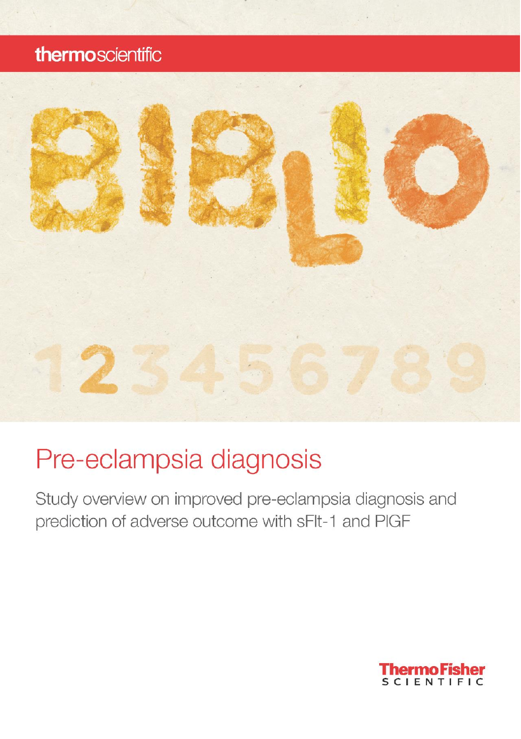thermoscientific

BIBLIO

123456789

# Pre-eclampsia diagnosis

Study overview on improved pre-eclampsia diagnosis and prediction of adverse outcome with sFlt-1 and PlGF

ThermoFisher SCIENTIFIC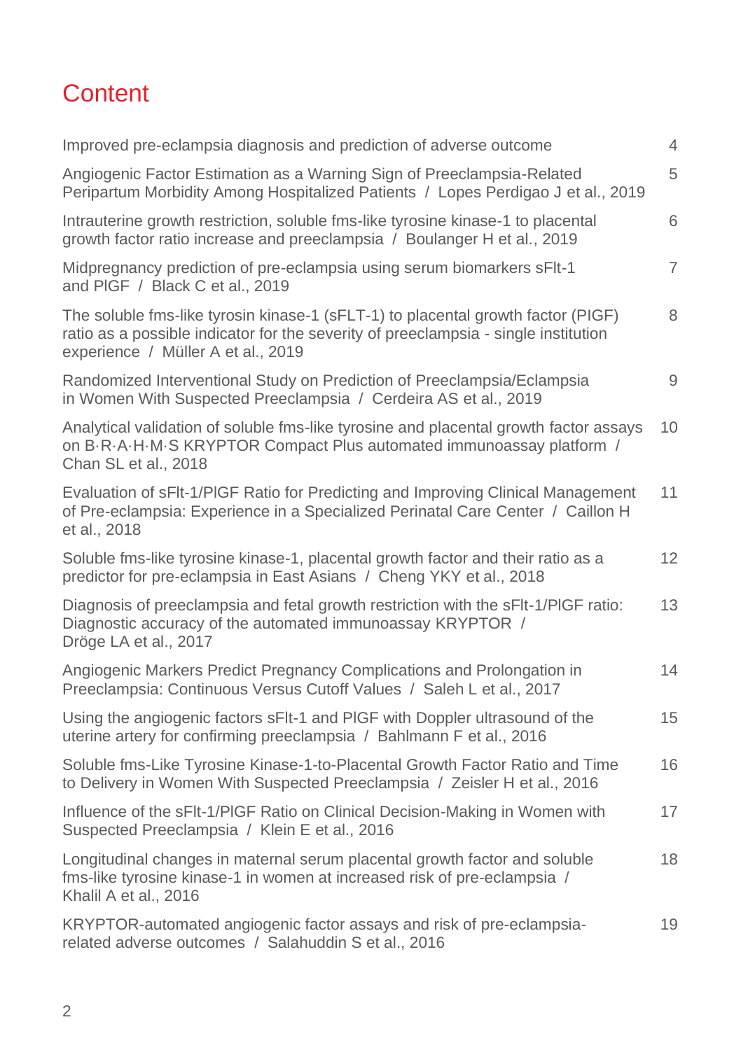# Content

| | |
|---|---|
| Improved pre-eclampsia diagnosis and prediction of adverse outcome | 4 |
| Angiogenic Factor Estimation as a Warning Sign of Preeclampsia-Related Peripartum Morbidity Among Hospitalized Patients / Lopes Perdigao J et al., 2019 | 5 |
| Intrauterine growth restriction, soluble fms-like tyrosine kinase-1 to placental growth factor ratio increase and preeclampsia / Boulanger H et al., 2019 | 6 |
| Midpregnancy prediction of pre-eclampsia using serum biomarkers sFlt-1 and PlGF / Black C et al., 2019 | 7 |
| The soluble fms-like tyrosin kinase-1 (sFLT-1) to placental growth factor (PIGF) ratio as a possible indicator for the severity of preeclampsia - single institution experience / Müller A et al., 2019 | 8 |
| Randomized Interventional Study on Prediction of Preeclampsia/Eclampsia in Women With Suspected Preeclampsia / Cerdeira AS et al., 2019 | 9 |
| Analytical validation of soluble fms-like tyrosine and placental growth factor assays on B·R·A·H·M·S KRYPTOR Compact Plus automated immunoassay platform / Chan SL et al., 2018 | 10 |
| Evaluation of sFlt-1/PlGF Ratio for Predicting and Improving Clinical Management of Pre-eclampsia: Experience in a Specialized Perinatal Care Center / Caillon H et al., 2018 | 11 |
| Soluble fms-like tyrosine kinase-1, placental growth factor and their ratio as a predictor for pre-eclampsia in East Asians / Cheng YKY et al., 2018 | 12 |
| Diagnosis of preeclampsia and fetal growth restriction with the sFlt-1/PlGF ratio: Diagnostic accuracy of the automated immunoassay KRYPTOR / Dröge LA et al., 2017 | 13 |
| Angiogenic Markers Predict Pregnancy Complications and Prolongation in Preeclampsia: Continuous Versus Cutoff Values / Saleh L et al., 2017 | 14 |
| Using the angiogenic factors sFlt-1 and PlGF with Doppler ultrasound of the uterine artery for confirming preeclampsia / Bahlmann F et al., 2016 | 15 |
| Soluble fms-Like Tyrosine Kinase-1-to-Placental Growth Factor Ratio and Time to Delivery in Women With Suspected Preeclampsia / Zeisler H et al., 2016 | 16 |
| Influence of the sFlt-1/PlGF Ratio on Clinical Decision-Making in Women with Suspected Preeclampsia / Klein E et al., 2016 | 17 |
| Longitudinal changes in maternal serum placental growth factor and soluble fms-like tyrosine kinase-1 in women at increased risk of pre-eclampsia / Khalil A et al., 2016 | 18 |
| KRYPTOR-automated angiogenic factor assays and risk of pre-eclampsia-related adverse outcomes / Salahuddin S et al., 2016 | 19 |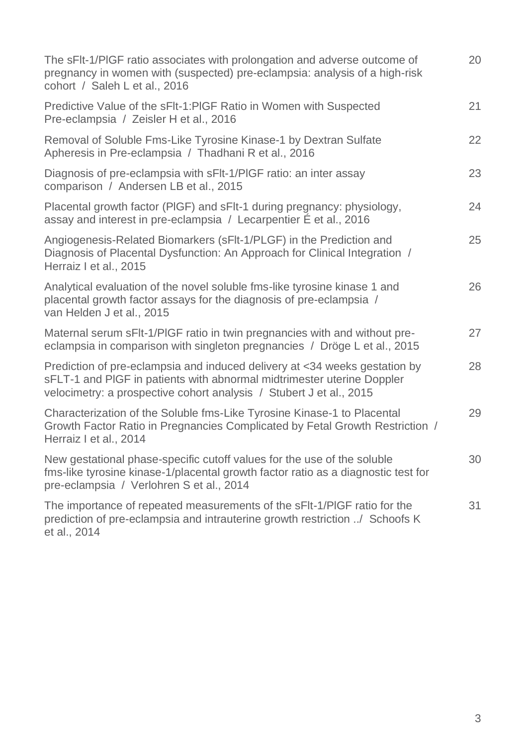| | |
|---|---|
| The sFlt-1/PlGF ratio associates with prolongation and adverse outcome of pregnancy in women with (suspected) pre-eclampsia: analysis of a high-risk cohort / Saleh L et al., 2016 | 20 |
| Predictive Value of the sFlt-1:PlGF Ratio in Women with Suspected Pre-eclampsia / Zeisler H et al., 2016 | 21 |
| Removal of Soluble Fms-Like Tyrosine Kinase-1 by Dextran Sulfate Apheresis in Pre-eclampsia / Thadhani R et al., 2016 | 22 |
| Diagnosis of pre-eclampsia with sFlt-1/PlGF ratio: an inter assay comparison / Andersen LB et al., 2015 | 23 |
| Placental growth factor (PlGF) and sFlt-1 during pregnancy: physiology, assay and interest in pre-eclampsia / Lecarpentier É et al., 2016 | 24 |
| Angiogenesis-Related Biomarkers (sFlt-1/PLGF) in the Prediction and Diagnosis of Placental Dysfunction: An Approach for Clinical Integration / Herraiz I et al., 2015 | 25 |
| Analytical evaluation of the novel soluble fms-like tyrosine kinase 1 and placental growth factor assays for the diagnosis of pre-eclampsia / van Helden J et al., 2015 | 26 |
| Maternal serum sFlt-1/PlGF ratio in twin pregnancies with and without pre-eclampsia in comparison with singleton pregnancies / Dröge L et al., 2015 | 27 |
| Prediction of pre-eclampsia and induced delivery at <34 weeks gestation by sFLT-1 and PlGF in patients with abnormal midtrimester uterine Doppler velocimetry: a prospective cohort analysis / Stubert J et al., 2015 | 28 |
| Characterization of the Soluble fms-Like Tyrosine Kinase-1 to Placental Growth Factor Ratio in Pregnancies Complicated by Fetal Growth Restriction / Herraiz I et al., 2014 | 29 |
| New gestational phase-specific cutoff values for the use of the soluble fms-like tyrosine kinase-1/placental growth factor ratio as a diagnostic test for pre-eclampsia / Verlohren S et al., 2014 | 30 |
| The importance of repeated measurements of the sFlt-1/PlGF ratio for the prediction of pre-eclampsia and intrauterine growth restriction ../ Schoofs K et al., 2014 | 31 |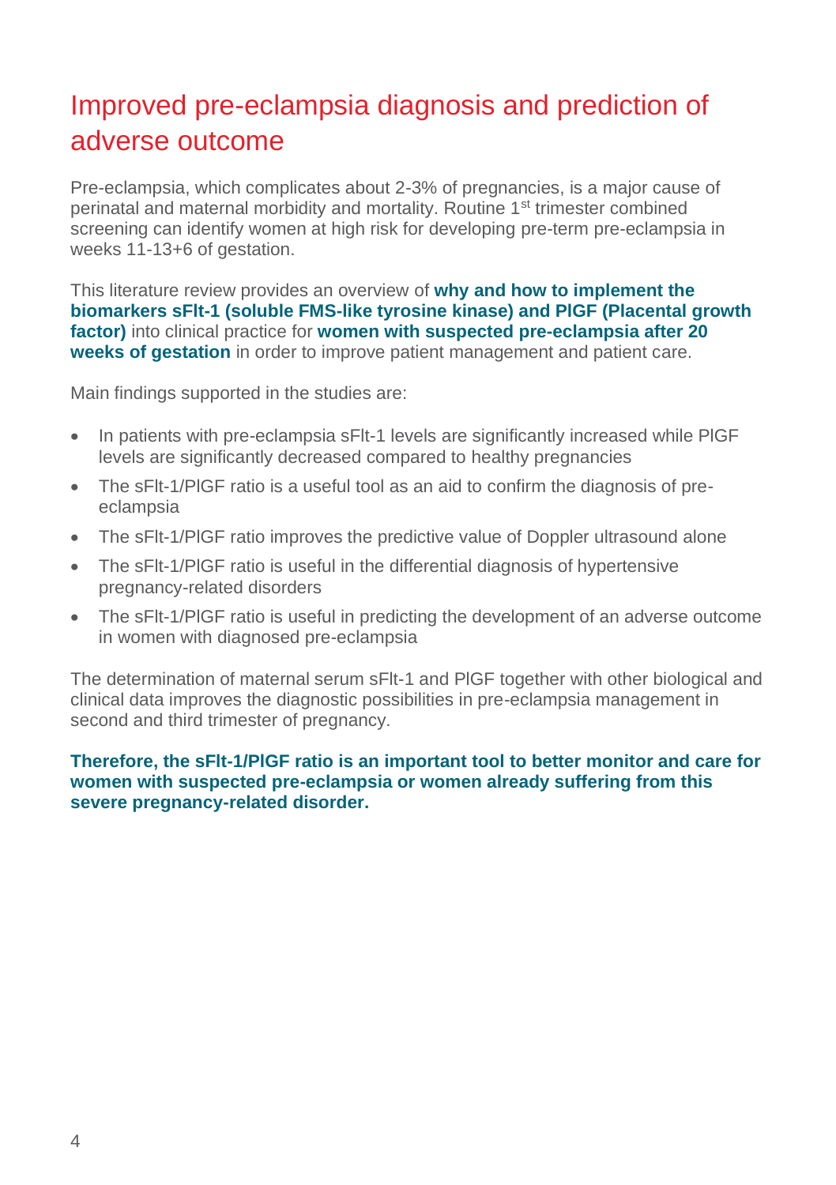# Improved pre-eclampsia diagnosis and prediction of adverse outcome

Pre-eclampsia, which complicates about 2-3% of pregnancies, is a major cause of perinatal and maternal morbidity and mortality. Routine 1st trimester combined screening can identify women at high risk for developing pre-term pre-eclampsia in weeks 11-13+6 of gestation.

This literature review provides an overview of **why and how to implement the biomarkers sFlt-1 (soluble FMS-like tyrosine kinase) and PlGF (Placental growth factor)** into clinical practice for **women with suspected pre-eclampsia after 20 weeks of gestation** in order to improve patient management and patient care.

Main findings supported in the studies are:

- In patients with pre-eclampsia sFlt-1 levels are significantly increased while PlGF levels are significantly decreased compared to healthy pregnancies
- The sFlt-1/PlGF ratio is a useful tool as an aid to confirm the diagnosis of pre-eclampsia
- The sFlt-1/PlGF ratio improves the predictive value of Doppler ultrasound alone
- The sFlt-1/PlGF ratio is useful in the differential diagnosis of hypertensive pregnancy-related disorders
- The sFlt-1/PlGF ratio is useful in predicting the development of an adverse outcome in women with diagnosed pre-eclampsia

The determination of maternal serum sFlt-1 and PlGF together with other biological and clinical data improves the diagnostic possibilities in pre-eclampsia management in second and third trimester of pregnancy.

**Therefore, the sFlt-1/PlGF ratio is an important tool to better monitor and care for women with suspected pre-eclampsia or women already suffering from this severe pregnancy-related disorder.**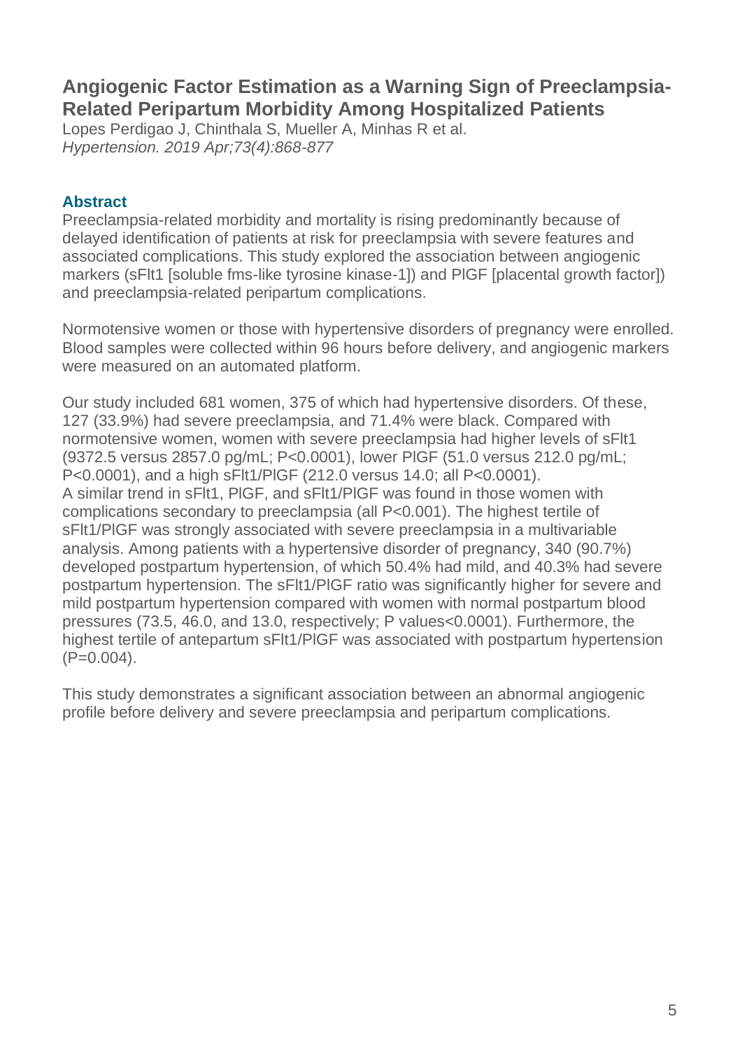## Angiogenic Factor Estimation as a Warning Sign of Preeclampsia-Related Peripartum Morbidity Among Hospitalized Patients

Lopes Perdigao J, Chinthala S, Mueller A, Minhas R et al.
*Hypertension. 2019 Apr;73(4):868-877*

### Abstract

Preeclampsia-related morbidity and mortality is rising predominantly because of delayed identification of patients at risk for preeclampsia with severe features and associated complications. This study explored the association between angiogenic markers (sFlt1 [soluble fms-like tyrosine kinase-1]) and PlGF [placental growth factor]) and preeclampsia-related peripartum complications.

Normotensive women or those with hypertensive disorders of pregnancy were enrolled. Blood samples were collected within 96 hours before delivery, and angiogenic markers were measured on an automated platform.

Our study included 681 women, 375 of which had hypertensive disorders. Of these, 127 (33.9%) had severe preeclampsia, and 71.4% were black. Compared with normotensive women, women with severe preeclampsia had higher levels of sFlt1 (9372.5 versus 2857.0 pg/mL; $P<0.0001$), lower PlGF (51.0 versus 212.0 pg/mL; $P<0.0001$), and a high sFlt1/PlGF (212.0 versus 14.0; all $P<0.0001$). A similar trend in sFlt1, PlGF, and sFlt1/PlGF was found in those women with complications secondary to preeclampsia (all $P<0.001$). The highest tertile of sFlt1/PlGF was strongly associated with severe preeclampsia in a multivariable analysis. Among patients with a hypertensive disorder of pregnancy, 340 (90.7%) developed postpartum hypertension, of which 50.4% had mild, and 40.3% had severe postpartum hypertension. The sFlt1/PlGF ratio was significantly higher for severe and mild postpartum hypertension compared with women with normal postpartum blood pressures (73.5, 46.0, and 13.0, respectively; P values<0.0001). Furthermore, the highest tertile of antepartum sFlt1/PlGF was associated with postpartum hypertension ($P=0.004$).

This study demonstrates a significant association between an abnormal angiogenic profile before delivery and severe preeclampsia and peripartum complications.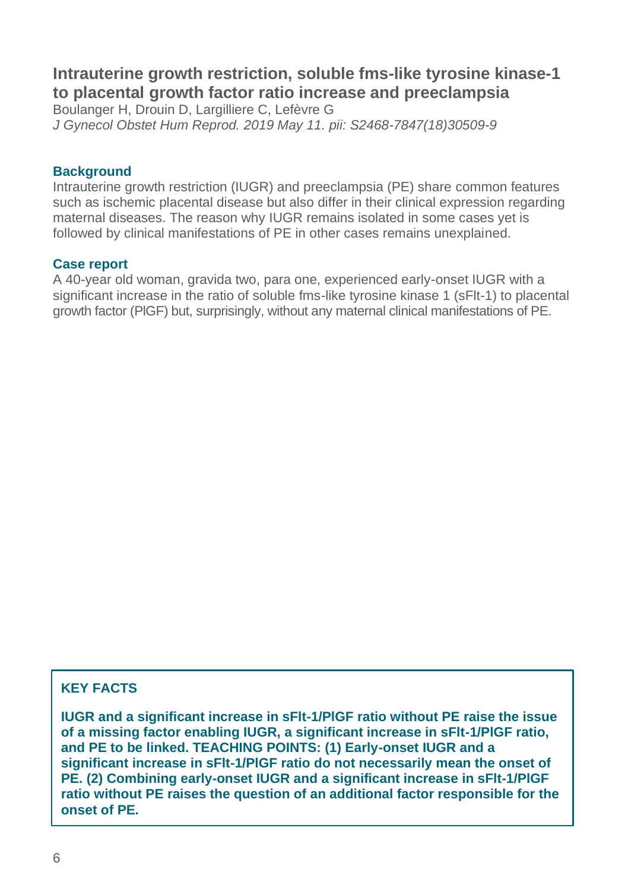## Intrauterine growth restriction, soluble fms-like tyrosine kinase-1 to placental growth factor ratio increase and preeclampsia

Boulanger H, Drouin D, Largilliere C, Lefèvre G

*J Gynecol Obstet Hum Reprod. 2019 May 11. pii: S2468-7847(18)30509-9*

### Background

Intrauterine growth restriction (IUGR) and preeclampsia (PE) share common features such as ischemic placental disease but also differ in their clinical expression regarding maternal diseases. The reason why IUGR remains isolated in some cases yet is followed by clinical manifestations of PE in other cases remains unexplained.

### Case report

A 40-year old woman, gravida two, para one, experienced early-onset IUGR with a significant increase in the ratio of soluble fms-like tyrosine kinase 1 (sFlt-1) to placental growth factor (PlGF) but, surprisingly, without any maternal clinical manifestations of PE.

### KEY FACTS

**IUGR and a significant increase in sFlt-1/PlGF ratio without PE raise the issue of a missing factor enabling IUGR, a significant increase in sFlt-1/PlGF ratio, and PE to be linked. TEACHING POINTS: (1) Early-onset IUGR and a significant increase in sFlt-1/PlGF ratio do not necessarily mean the onset of PE. (2) Combining early-onset IUGR and a significant increase in sFlt-1/PlGF ratio without PE raises the question of an additional factor responsible for the onset of PE.**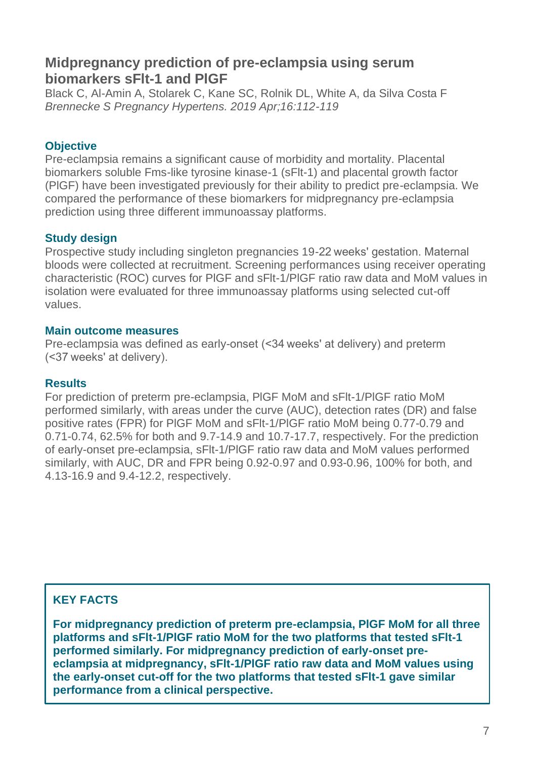## Midpregnancy prediction of pre-eclampsia using serum biomarkers sFlt-1 and PlGF

Black C, Al-Amin A, Stolarek C, Kane SC, Rolnik DL, White A, da Silva Costa F
*Brennecke S Pregnancy Hypertens. 2019 Apr;16:112-119*

### Objective

Pre-eclampsia remains a significant cause of morbidity and mortality. Placental biomarkers soluble Fms-like tyrosine kinase-1 (sFlt-1) and placental growth factor (PlGF) have been investigated previously for their ability to predict pre-eclampsia. We compared the performance of these biomarkers for midpregnancy pre-eclampsia prediction using three different immunoassay platforms.

### Study design

Prospective study including singleton pregnancies 19-22 weeks' gestation. Maternal bloods were collected at recruitment. Screening performances using receiver operating characteristic (ROC) curves for PlGF and sFlt-1/PlGF ratio raw data and MoM values in isolation were evaluated for three immunoassay platforms using selected cut-off values.

### Main outcome measures

Pre-eclampsia was defined as early-onset (<34 weeks' at delivery) and preterm (<37 weeks' at delivery).

### Results

For prediction of preterm pre-eclampsia, PlGF MoM and sFlt-1/PlGF ratio MoM performed similarly, with areas under the curve (AUC), detection rates (DR) and false positive rates (FPR) for PlGF MoM and sFlt-1/PlGF ratio MoM being 0.77-0.79 and 0.71-0.74, 62.5% for both and 9.7-14.9 and 10.7-17.7, respectively. For the prediction of early-onset pre-eclampsia, sFlt-1/PlGF ratio raw data and MoM values performed similarly, with AUC, DR and FPR being 0.92-0.97 and 0.93-0.96, 100% for both, and 4.13-16.9 and 9.4-12.2, respectively.

### KEY FACTS

**For midpregnancy prediction of preterm pre-eclampsia, PlGF MoM for all three platforms and sFlt-1/PlGF ratio MoM for the two platforms that tested sFlt-1 performed similarly. For midpregnancy prediction of early-onset pre-eclampsia at midpregnancy, sFlt-1/PlGF ratio raw data and MoM values using the early-onset cut-off for the two platforms that tested sFlt-1 gave similar performance from a clinical perspective.**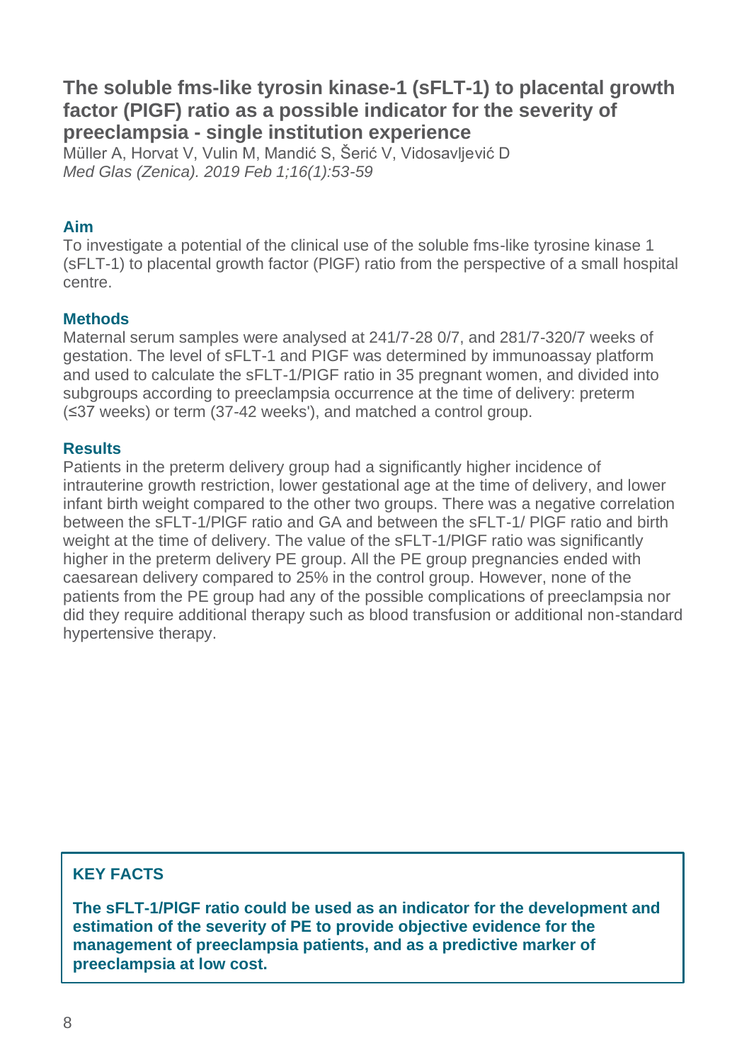## The soluble fms-like tyrosin kinase-1 (sFLT-1) to placental growth factor (PIGF) ratio as a possible indicator for the severity of preeclampsia - single institution experience

Müller A, Horvat V, Vulin M, Mandić S, Šerić V, Vidosavljević D
*Med Glas (Zenica). 2019 Feb 1;16(1):53-59*

### Aim

To investigate a potential of the clinical use of the soluble fms-like tyrosine kinase 1 (sFLT-1) to placental growth factor (PlGF) ratio from the perspective of a small hospital centre.

### Methods

Maternal serum samples were analysed at 241/7-28 0/7, and 281/7-320/7 weeks of gestation. The level of sFLT-1 and PIGF was determined by immunoassay platform and used to calculate the sFLT-1/PIGF ratio in 35 pregnant women, and divided into subgroups according to preeclampsia occurrence at the time of delivery: preterm (≤37 weeks) or term (37-42 weeks'), and matched a control group.

### Results

Patients in the preterm delivery group had a significantly higher incidence of intrauterine growth restriction, lower gestational age at the time of delivery, and lower infant birth weight compared to the other two groups. There was a negative correlation between the sFLT-1/PlGF ratio and GA and between the sFLT-1/ PlGF ratio and birth weight at the time of delivery. The value of the sFLT-1/PlGF ratio was significantly higher in the preterm delivery PE group. All the PE group pregnancies ended with caesarean delivery compared to 25% in the control group. However, none of the patients from the PE group had any of the possible complications of preeclampsia nor did they require additional therapy such as blood transfusion or additional non-standard hypertensive therapy.

### KEY FACTS

**The sFLT-1/PlGF ratio could be used as an indicator for the development and estimation of the severity of PE to provide objective evidence for the management of preeclampsia patients, and as a predictive marker of preeclampsia at low cost.**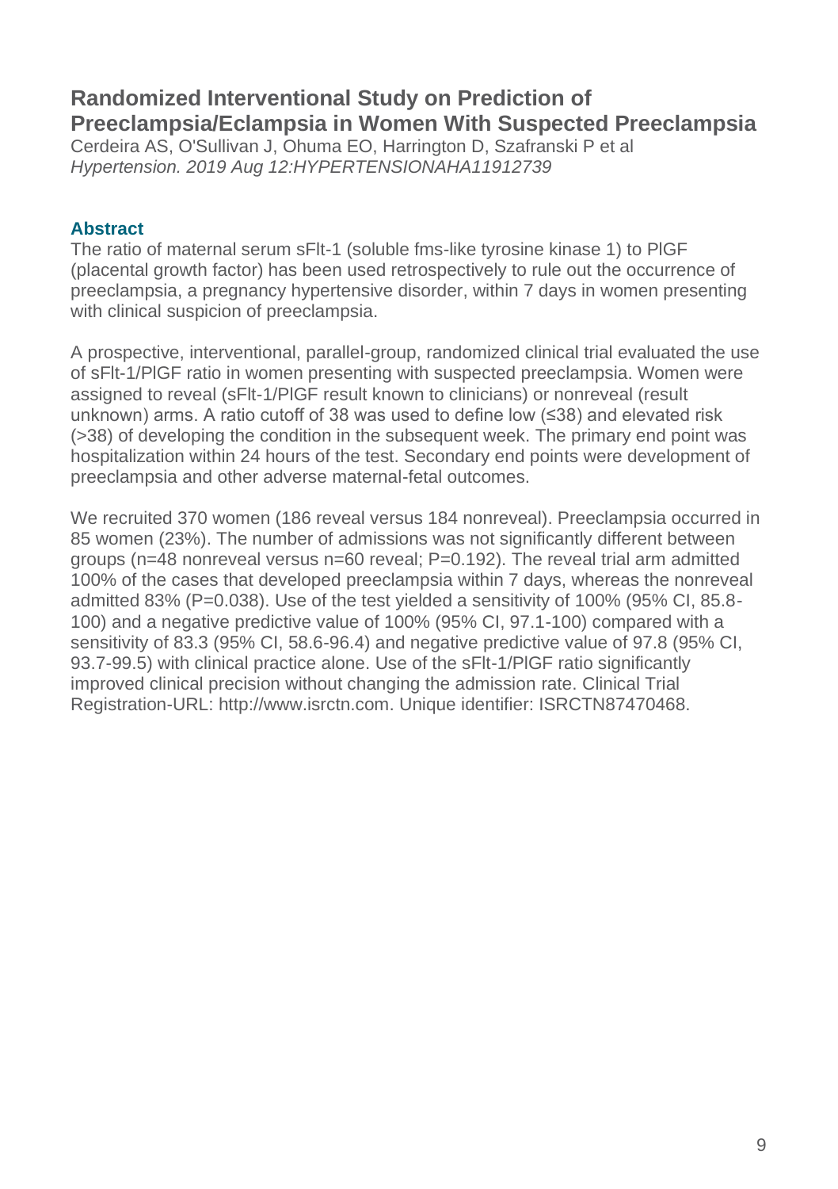## Randomized Interventional Study on Prediction of Preeclampsia/Eclampsia in Women With Suspected Preeclampsia

Cerdeira AS, O'Sullivan J, Ohuma EO, Harrington D, Szafranski P et al
*Hypertension. 2019 Aug 12:HYPERTENSIONAHA11912739*

### Abstract

The ratio of maternal serum sFlt-1 (soluble fms-like tyrosine kinase 1) to PlGF (placental growth factor) has been used retrospectively to rule out the occurrence of preeclampsia, a pregnancy hypertensive disorder, within 7 days in women presenting with clinical suspicion of preeclampsia.

A prospective, interventional, parallel-group, randomized clinical trial evaluated the use of sFlt-1/PlGF ratio in women presenting with suspected preeclampsia. Women were assigned to reveal (sFlt-1/PlGF result known to clinicians) or nonreveal (result unknown) arms. A ratio cutoff of 38 was used to define low (≤38) and elevated risk (>38) of developing the condition in the subsequent week. The primary end point was hospitalization within 24 hours of the test. Secondary end points were development of preeclampsia and other adverse maternal-fetal outcomes.

We recruited 370 women (186 reveal versus 184 nonreveal). Preeclampsia occurred in 85 women (23%). The number of admissions was not significantly different between groups (n=48 nonreveal versus n=60 reveal; P=0.192). The reveal trial arm admitted 100% of the cases that developed preeclampsia within 7 days, whereas the nonreveal admitted 83% (P=0.038). Use of the test yielded a sensitivity of 100% (95% CI, 85.8-100) and a negative predictive value of 100% (95% CI, 97.1-100) compared with a sensitivity of 83.3 (95% CI, 58.6-96.4) and negative predictive value of 97.8 (95% CI, 93.7-99.5) with clinical practice alone. Use of the sFlt-1/PlGF ratio significantly improved clinical precision without changing the admission rate. Clinical Trial Registration-URL: http://www.isrctn.com. Unique identifier: ISRCTN87470468.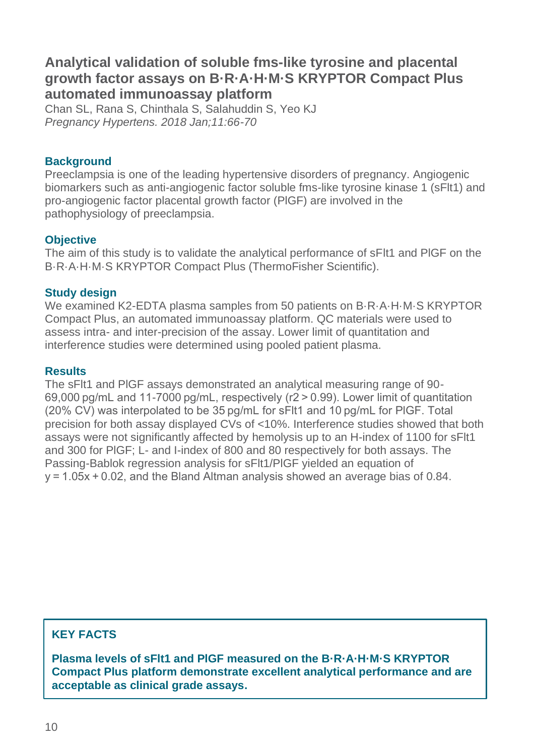## Analytical validation of soluble fms-like tyrosine and placental growth factor assays on B·R·A·H·M·S KRYPTOR Compact Plus automated immunoassay platform

Chan SL, Rana S, Chinthala S, Salahuddin S, Yeo KJ
*Pregnancy Hypertens. 2018 Jan;11:66-70*

### Background

Preeclampsia is one of the leading hypertensive disorders of pregnancy. Angiogenic biomarkers such as anti-angiogenic factor soluble fms-like tyrosine kinase 1 (sFlt1) and pro-angiogenic factor placental growth factor (PlGF) are involved in the pathophysiology of preeclampsia.

### Objective

The aim of this study is to validate the analytical performance of sFlt1 and PlGF on the B·R·A·H·M·S KRYPTOR Compact Plus (ThermoFisher Scientific).

### Study design

We examined K2-EDTA plasma samples from 50 patients on B·R·A·H·M·S KRYPTOR Compact Plus, an automated immunoassay platform. QC materials were used to assess intra- and inter-precision of the assay. Lower limit of quantitation and interference studies were determined using pooled patient plasma.

### Results

The sFlt1 and PlGF assays demonstrated an analytical measuring range of 90-69,000 pg/mL and 11-7000 pg/mL, respectively ($r2 > 0.99$). Lower limit of quantitation (20% CV) was interpolated to be 35 pg/mL for sFlt1 and 10 pg/mL for PlGF. Total precision for both assay displayed CVs of <10%. Interference studies showed that both assays were not significantly affected by hemolysis up to an H-index of 1100 for sFlt1 and 300 for PlGF; L- and I-index of 800 and 80 respectively for both assays. The Passing-Bablok regression analysis for sFlt1/PlGF yielded an equation of $y = 1.05x + 0.02$, and the Bland Altman analysis showed an average bias of 0.84.

### KEY FACTS

**Plasma levels of sFlt1 and PlGF measured on the B·R·A·H·M·S KRYPTOR Compact Plus platform demonstrate excellent analytical performance and are acceptable as clinical grade assays.**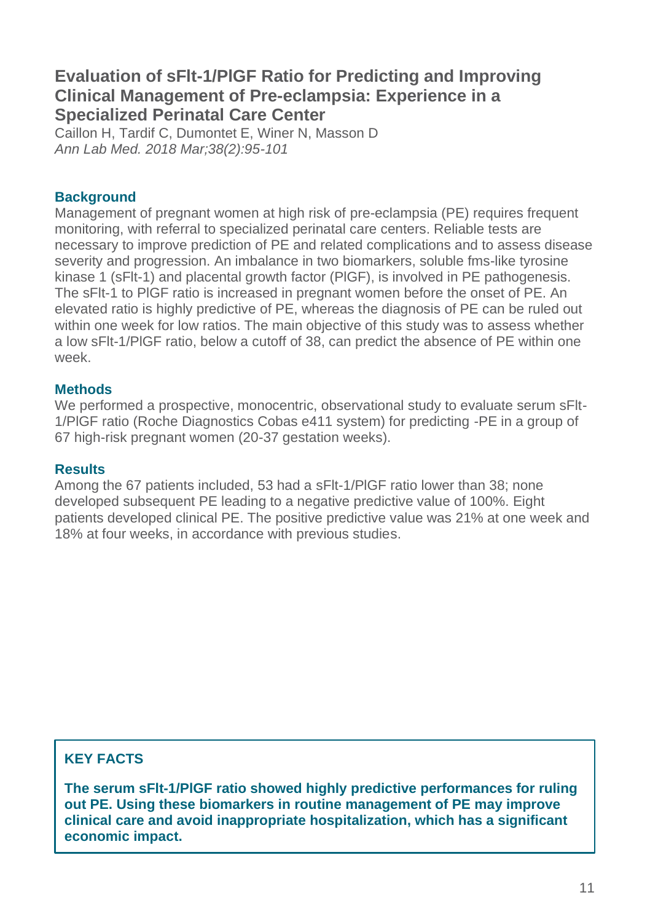## Evaluation of sFlt-1/PlGF Ratio for Predicting and Improving Clinical Management of Pre-eclampsia: Experience in a Specialized Perinatal Care Center

Caillon H, Tardif C, Dumontet E, Winer N, Masson D
*Ann Lab Med. 2018 Mar;38(2):95-101*

### Background

Management of pregnant women at high risk of pre-eclampsia (PE) requires frequent monitoring, with referral to specialized perinatal care centers. Reliable tests are necessary to improve prediction of PE and related complications and to assess disease severity and progression. An imbalance in two biomarkers, soluble fms-like tyrosine kinase 1 (sFlt-1) and placental growth factor (PlGF), is involved in PE pathogenesis. The sFlt-1 to PlGF ratio is increased in pregnant women before the onset of PE. An elevated ratio is highly predictive of PE, whereas the diagnosis of PE can be ruled out within one week for low ratios. The main objective of this study was to assess whether a low sFlt-1/PlGF ratio, below a cutoff of 38, can predict the absence of PE within one week.

### Methods

We performed a prospective, monocentric, observational study to evaluate serum sFlt-1/PlGF ratio (Roche Diagnostics Cobas e411 system) for predicting -PE in a group of 67 high-risk pregnant women (20-37 gestation weeks).

### Results

Among the 67 patients included, 53 had a sFlt-1/PlGF ratio lower than 38; none developed subsequent PE leading to a negative predictive value of 100%. Eight patients developed clinical PE. The positive predictive value was 21% at one week and 18% at four weeks, in accordance with previous studies.

### KEY FACTS

**The serum sFlt-1/PlGF ratio showed highly predictive performances for ruling out PE. Using these biomarkers in routine management of PE may improve clinical care and avoid inappropriate hospitalization, which has a significant economic impact.**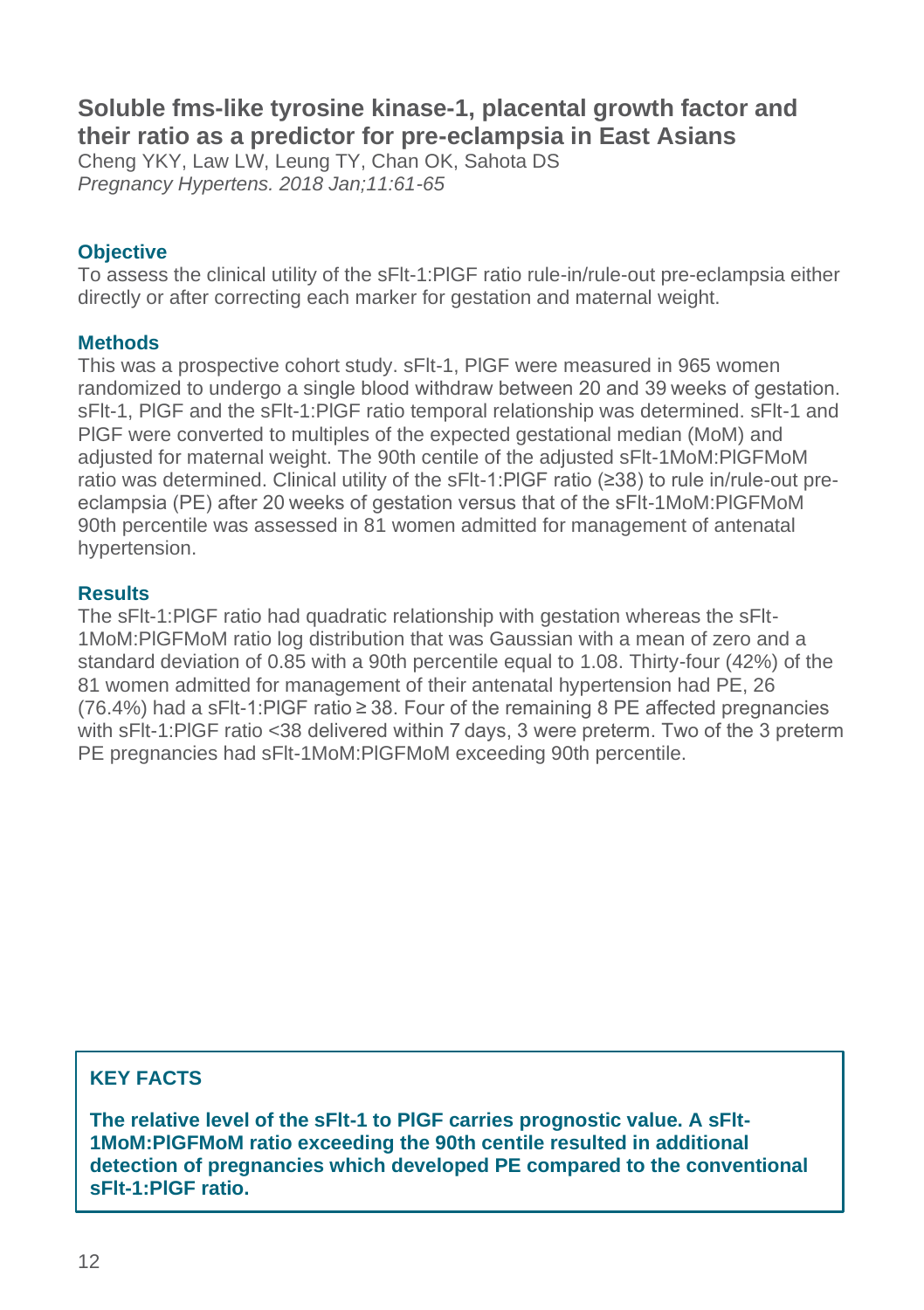## Soluble fms-like tyrosine kinase-1, placental growth factor and their ratio as a predictor for pre-eclampsia in East Asians

Cheng YKY, Law LW, Leung TY, Chan OK, Sahota DS
*Pregnancy Hypertens. 2018 Jan;11:61-65*

### Objective

To assess the clinical utility of the sFlt-1:PlGF ratio rule-in/rule-out pre-eclampsia either directly or after correcting each marker for gestation and maternal weight.

### Methods

This was a prospective cohort study. sFlt-1, PlGF were measured in 965 women randomized to undergo a single blood withdraw between 20 and 39 weeks of gestation. sFlt-1, PlGF and the sFlt-1:PlGF ratio temporal relationship was determined. sFlt-1 and PlGF were converted to multiples of the expected gestational median (MoM) and adjusted for maternal weight. The 90th centile of the adjusted sFlt-1MoM:PlGFMoM ratio was determined. Clinical utility of the sFlt-1:PlGF ratio (≥38) to rule in/rule-out pre-eclampsia (PE) after 20 weeks of gestation versus that of the sFlt-1MoM:PlGFMoM 90th percentile was assessed in 81 women admitted for management of antenatal hypertension.

### Results

The sFlt-1:PlGF ratio had quadratic relationship with gestation whereas the sFlt-1MoM:PlGFMoM ratio log distribution that was Gaussian with a mean of zero and a standard deviation of 0.85 with a 90th percentile equal to 1.08. Thirty-four (42%) of the 81 women admitted for management of their antenatal hypertension had PE, 26 (76.4%) had a sFlt-1:PlGF ratio ≥ 38. Four of the remaining 8 PE affected pregnancies with sFlt-1:PlGF ratio <38 delivered within 7 days, 3 were preterm. Two of the 3 preterm PE pregnancies had sFlt-1MoM:PlGFMoM exceeding 90th percentile.

### KEY FACTS

**The relative level of the sFlt-1 to PlGF carries prognostic value. A sFlt-1MoM:PlGFMoM ratio exceeding the 90th centile resulted in additional detection of pregnancies which developed PE compared to the conventional sFlt-1:PlGF ratio.**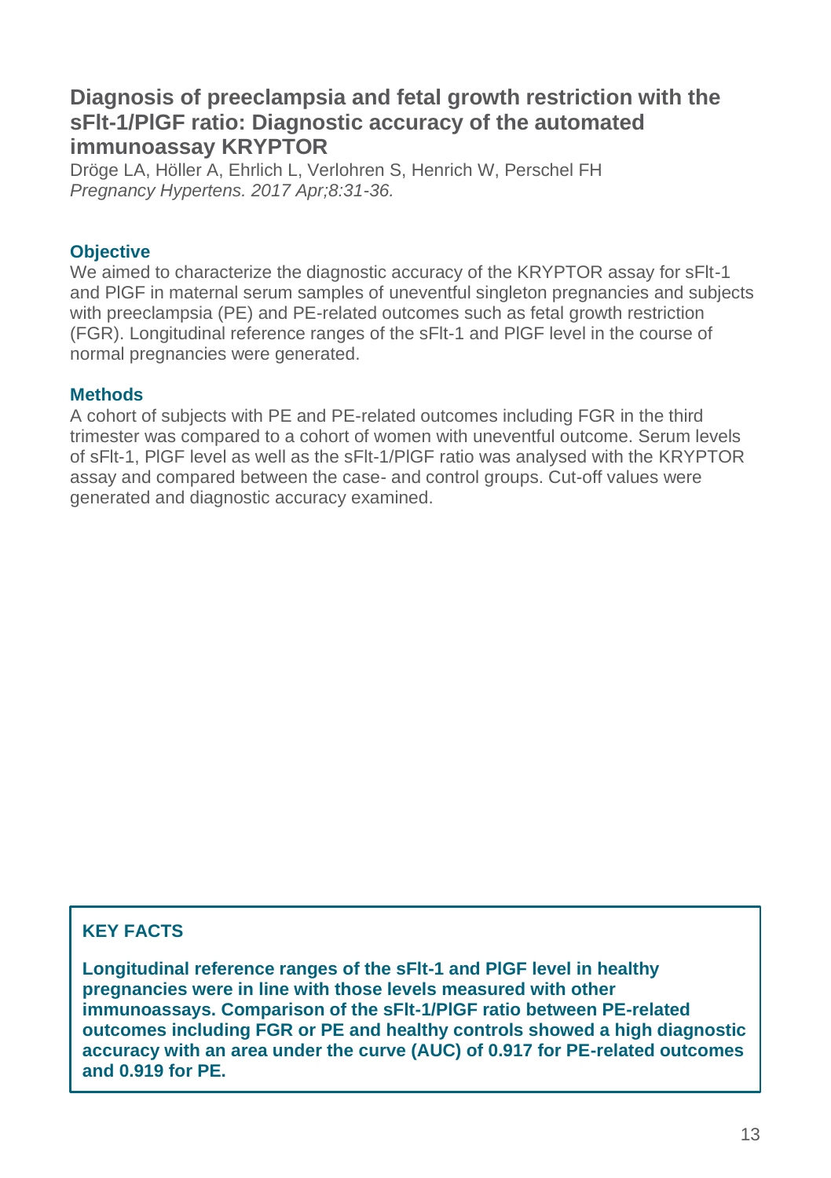## Diagnosis of preeclampsia and fetal growth restriction with the sFlt-1/PlGF ratio: Diagnostic accuracy of the automated immunoassay KRYPTOR

Dröge LA, Höller A, Ehrlich L, Verlohren S, Henrich W, Perschel FH
*Pregnancy Hypertens. 2017 Apr;8:31-36.*

### Objective

We aimed to characterize the diagnostic accuracy of the KRYPTOR assay for sFlt-1 and PlGF in maternal serum samples of uneventful singleton pregnancies and subjects with preeclampsia (PE) and PE-related outcomes such as fetal growth restriction (FGR). Longitudinal reference ranges of the sFlt-1 and PlGF level in the course of normal pregnancies were generated.

### Methods

A cohort of subjects with PE and PE-related outcomes including FGR in the third trimester was compared to a cohort of women with uneventful outcome. Serum levels of sFlt-1, PlGF level as well as the sFlt-1/PlGF ratio was analysed with the KRYPTOR assay and compared between the case- and control groups. Cut-off values were generated and diagnostic accuracy examined.

### KEY FACTS

**Longitudinal reference ranges of the sFlt-1 and PlGF level in healthy pregnancies were in line with those levels measured with other immunoassays. Comparison of the sFlt-1/PlGF ratio between PE-related outcomes including FGR or PE and healthy controls showed a high diagnostic accuracy with an area under the curve (AUC) of 0.917 for PE-related outcomes and 0.919 for PE.**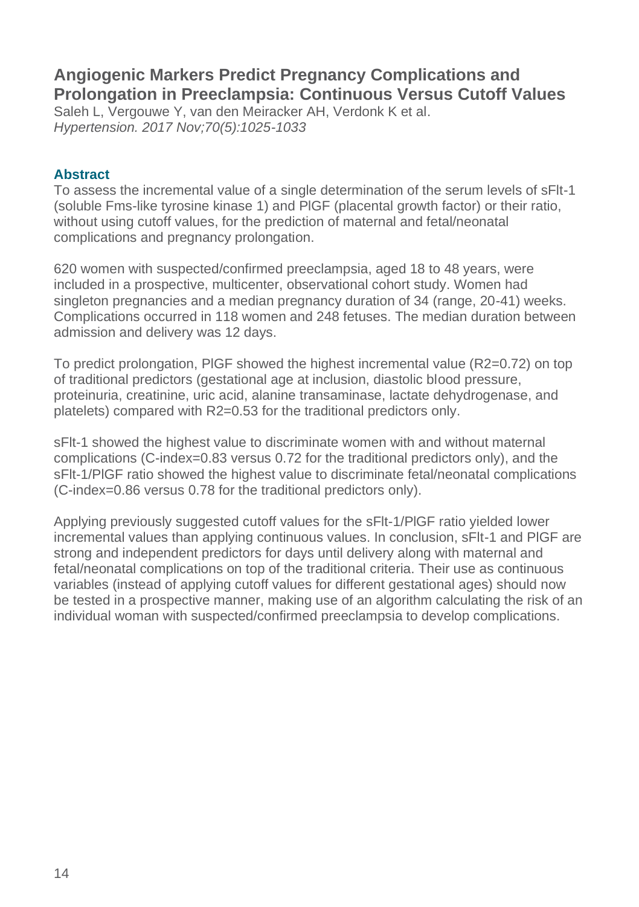## Angiogenic Markers Predict Pregnancy Complications and Prolongation in Preeclampsia: Continuous Versus Cutoff Values

Saleh L, Vergouwe Y, van den Meiracker AH, Verdonk K et al.
*Hypertension. 2017 Nov;70(5):1025-1033*

### Abstract

To assess the incremental value of a single determination of the serum levels of sFlt-1 (soluble Fms-like tyrosine kinase 1) and PlGF (placental growth factor) or their ratio, without using cutoff values, for the prediction of maternal and fetal/neonatal complications and pregnancy prolongation.

620 women with suspected/confirmed preeclampsia, aged 18 to 48 years, were included in a prospective, multicenter, observational cohort study. Women had singleton pregnancies and a median pregnancy duration of 34 (range, 20-41) weeks. Complications occurred in 118 women and 248 fetuses. The median duration between admission and delivery was 12 days.

To predict prolongation, PlGF showed the highest incremental value ($R2=0.72$) on top of traditional predictors (gestational age at inclusion, diastolic blood pressure, proteinuria, creatinine, uric acid, alanine transaminase, lactate dehydrogenase, and platelets) compared with $R2=0.53$ for the traditional predictors only.

sFlt-1 showed the highest value to discriminate women with and without maternal complications (C-index=0.83 versus 0.72 for the traditional predictors only), and the sFlt-1/PlGF ratio showed the highest value to discriminate fetal/neonatal complications (C-index=0.86 versus 0.78 for the traditional predictors only).

Applying previously suggested cutoff values for the sFlt-1/PlGF ratio yielded lower incremental values than applying continuous values. In conclusion, sFlt-1 and PlGF are strong and independent predictors for days until delivery along with maternal and fetal/neonatal complications on top of the traditional criteria. Their use as continuous variables (instead of applying cutoff values for different gestational ages) should now be tested in a prospective manner, making use of an algorithm calculating the risk of an individual woman with suspected/confirmed preeclampsia to develop complications.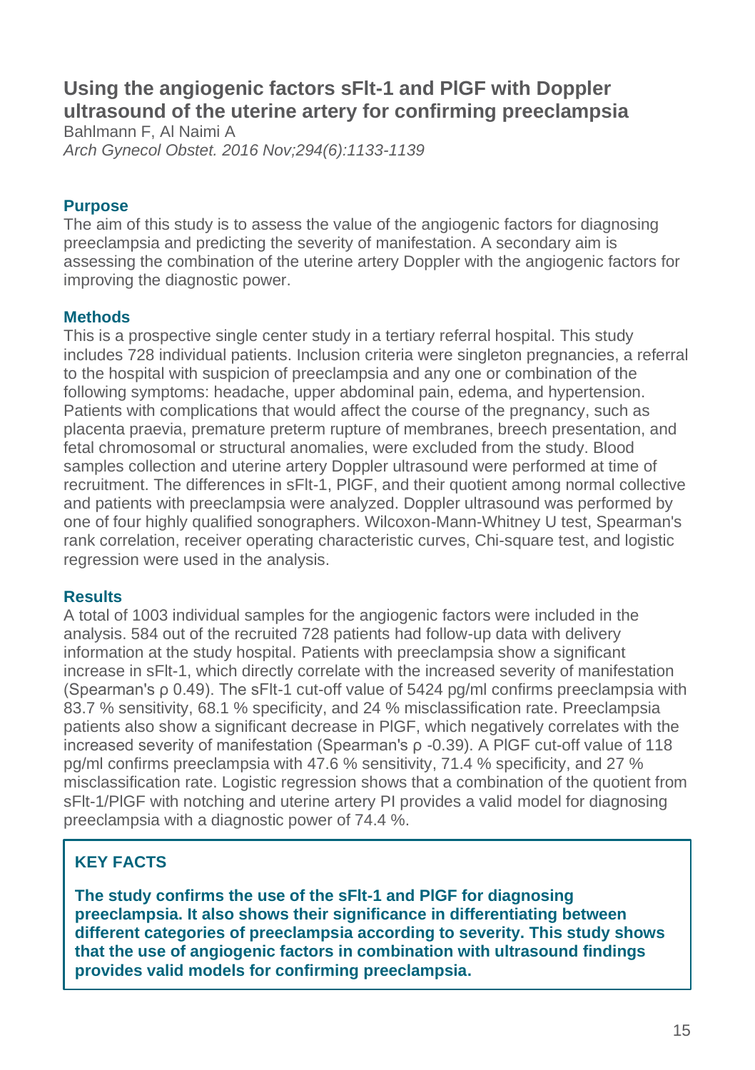## Using the angiogenic factors sFlt-1 and PlGF with Doppler ultrasound of the uterine artery for confirming preeclampsia

Bahlmann F, Al Naimi A

*Arch Gynecol Obstet. 2016 Nov;294(6):1133-1139*

### Purpose

The aim of this study is to assess the value of the angiogenic factors for diagnosing preeclampsia and predicting the severity of manifestation. A secondary aim is assessing the combination of the uterine artery Doppler with the angiogenic factors for improving the diagnostic power.

### Methods

This is a prospective single center study in a tertiary referral hospital. This study includes 728 individual patients. Inclusion criteria were singleton pregnancies, a referral to the hospital with suspicion of preeclampsia and any one or combination of the following symptoms: headache, upper abdominal pain, edema, and hypertension. Patients with complications that would affect the course of the pregnancy, such as placenta praevia, premature preterm rupture of membranes, breech presentation, and fetal chromosomal or structural anomalies, were excluded from the study. Blood samples collection and uterine artery Doppler ultrasound were performed at time of recruitment. The differences in sFlt-1, PlGF, and their quotient among normal collective and patients with preeclampsia were analyzed. Doppler ultrasound was performed by one of four highly qualified sonographers. Wilcoxon-Mann-Whitney U test, Spearman's rank correlation, receiver operating characteristic curves, Chi-square test, and logistic regression were used in the analysis.

### Results

A total of 1003 individual samples for the angiogenic factors were included in the analysis. 584 out of the recruited 728 patients had follow-up data with delivery information at the study hospital. Patients with preeclampsia show a significant increase in sFlt-1, which directly correlate with the increased severity of manifestation (Spearman's $\rho$ 0.49). The sFlt-1 cut-off value of 5424 pg/ml confirms preeclampsia with 83.7 % sensitivity, 68.1 % specificity, and 24 % misclassification rate. Preeclampsia patients also show a significant decrease in PlGF, which negatively correlates with the increased severity of manifestation (Spearman's $\rho$ -0.39). A PlGF cut-off value of 118 pg/ml confirms preeclampsia with 47.6 % sensitivity, 71.4 % specificity, and 27 % misclassification rate. Logistic regression shows that a combination of the quotient from sFlt-1/PlGF with notching and uterine artery PI provides a valid model for diagnosing preeclampsia with a diagnostic power of 74.4 %.

### KEY FACTS

**The study confirms the use of the sFlt-1 and PlGF for diagnosing preeclampsia. It also shows their significance in differentiating between different categories of preeclampsia according to severity. This study shows that the use of angiogenic factors in combination with ultrasound findings provides valid models for confirming preeclampsia.**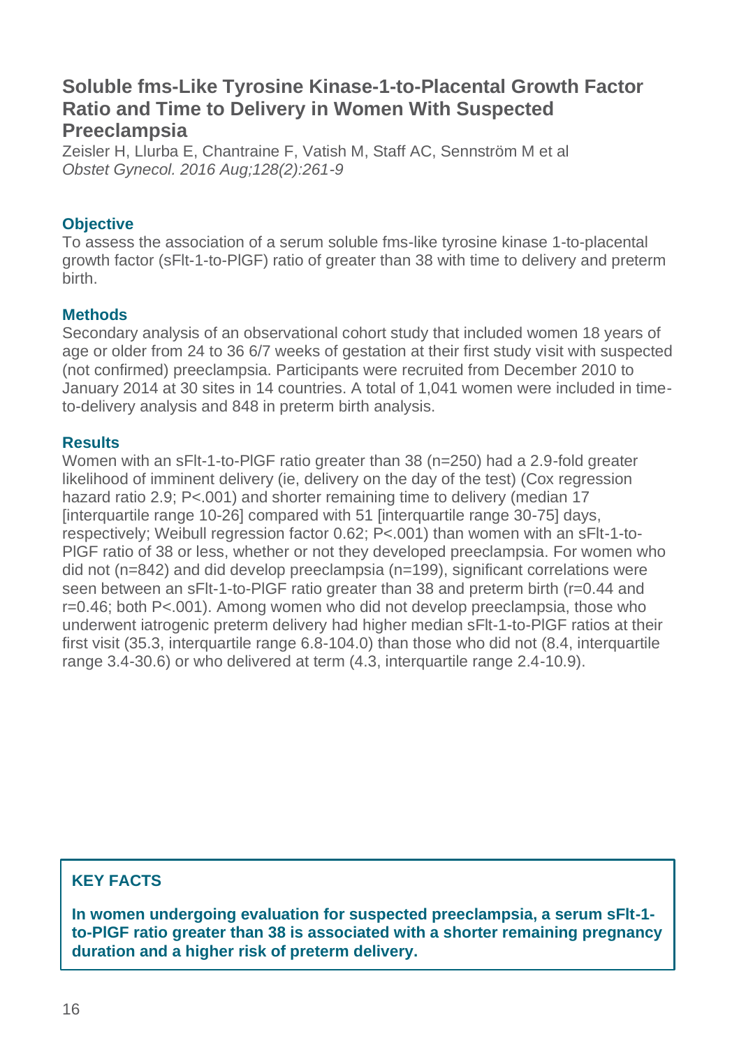## Soluble fms-Like Tyrosine Kinase-1-to-Placental Growth Factor Ratio and Time to Delivery in Women With Suspected Preeclampsia

Zeisler H, Llurba E, Chantraine F, Vatish M, Staff AC, Sennström M et al

*Obstet Gynecol. 2016 Aug;128(2):261-9*

### Objective

To assess the association of a serum soluble fms-like tyrosine kinase 1-to-placental growth factor (sFlt-1-to-PlGF) ratio of greater than 38 with time to delivery and preterm birth.

### Methods

Secondary analysis of an observational cohort study that included women 18 years of age or older from 24 to 36 6/7 weeks of gestation at their first study visit with suspected (not confirmed) preeclampsia. Participants were recruited from December 2010 to January 2014 at 30 sites in 14 countries. A total of 1,041 women were included in time-to-delivery analysis and 848 in preterm birth analysis.

### Results

Women with an sFlt-1-to-PlGF ratio greater than 38 (n=250) had a 2.9-fold greater likelihood of imminent delivery (ie, delivery on the day of the test) (Cox regression hazard ratio 2.9; P<.001) and shorter remaining time to delivery (median 17 [interquartile range 10-26] compared with 51 [interquartile range 30-75] days, respectively; Weibull regression factor 0.62; P<.001) than women with an sFlt-1-to-PlGF ratio of 38 or less, whether or not they developed preeclampsia. For women who did not (n=842) and did develop preeclampsia (n=199), significant correlations were seen between an sFlt-1-to-PlGF ratio greater than 38 and preterm birth (r=0.44 and r=0.46; both P<.001). Among women who did not develop preeclampsia, those who underwent iatrogenic preterm delivery had higher median sFlt-1-to-PlGF ratios at their first visit (35.3, interquartile range 6.8-104.0) than those who did not (8.4, interquartile range 3.4-30.6) or who delivered at term (4.3, interquartile range 2.4-10.9).

### KEY FACTS

**In women undergoing evaluation for suspected preeclampsia, a serum sFlt-1-to-PlGF ratio greater than 38 is associated with a shorter remaining pregnancy duration and a higher risk of preterm delivery.**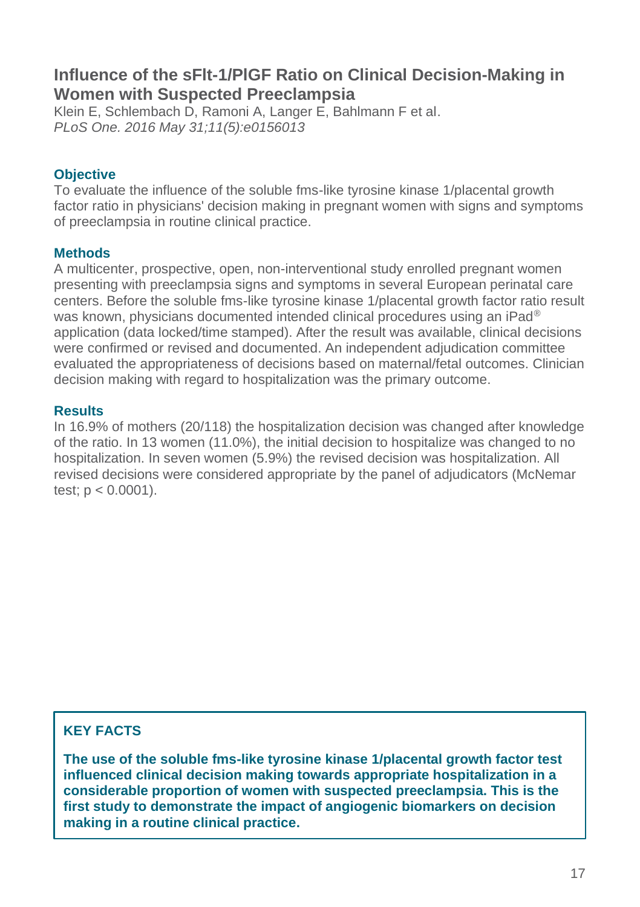## Influence of the sFlt-1/PlGF Ratio on Clinical Decision-Making in Women with Suspected Preeclampsia

Klein E, Schlembach D, Ramoni A, Langer E, Bahlmann F et al.
*PLoS One. 2016 May 31;11(5):e0156013*

### Objective

To evaluate the influence of the soluble fms-like tyrosine kinase 1/placental growth factor ratio in physicians' decision making in pregnant women with signs and symptoms of preeclampsia in routine clinical practice.

### Methods

A multicenter, prospective, open, non-interventional study enrolled pregnant women presenting with preeclampsia signs and symptoms in several European perinatal care centers. Before the soluble fms-like tyrosine kinase 1/placental growth factor ratio result was known, physicians documented intended clinical procedures using an iPad® application (data locked/time stamped). After the result was available, clinical decisions were confirmed or revised and documented. An independent adjudication committee evaluated the appropriateness of decisions based on maternal/fetal outcomes. Clinician decision making with regard to hospitalization was the primary outcome.

### Results

In 16.9% of mothers (20/118) the hospitalization decision was changed after knowledge of the ratio. In 13 women (11.0%), the initial decision to hospitalize was changed to no hospitalization. In seven women (5.9%) the revised decision was hospitalization. All revised decisions were considered appropriate by the panel of adjudicators (McNemar test; $p < 0.0001$).

### KEY FACTS

**The use of the soluble fms-like tyrosine kinase 1/placental growth factor test influenced clinical decision making towards appropriate hospitalization in a considerable proportion of women with suspected preeclampsia. This is the first study to demonstrate the impact of angiogenic biomarkers on decision making in a routine clinical practice.**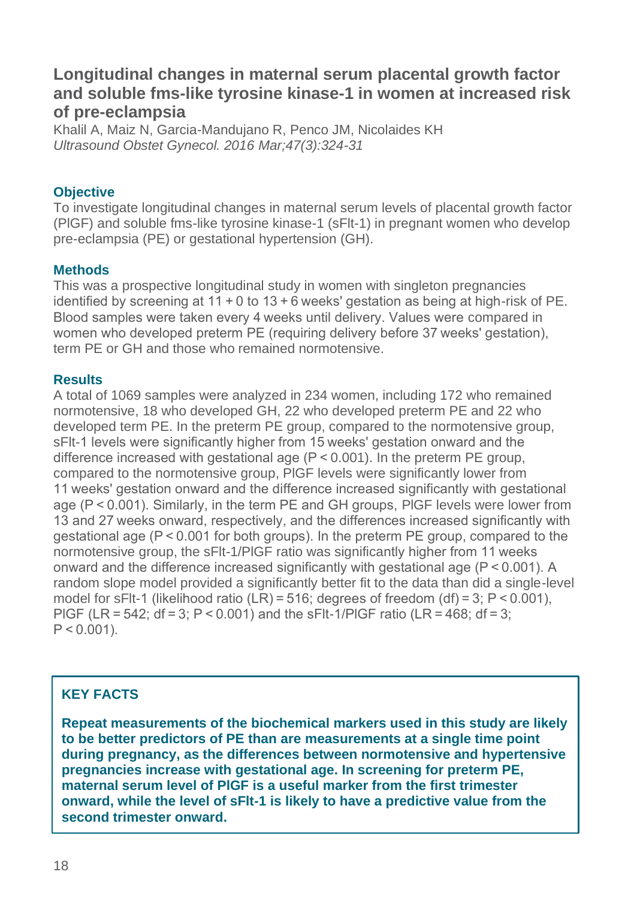## Longitudinal changes in maternal serum placental growth factor and soluble fms-like tyrosine kinase-1 in women at increased risk of pre-eclampsia

Khalil A, Maiz N, Garcia-Mandujano R, Penco JM, Nicolaides KH
*Ultrasound Obstet Gynecol. 2016 Mar;47(3):324-31*

### Objective

To investigate longitudinal changes in maternal serum levels of placental growth factor (PlGF) and soluble fms-like tyrosine kinase-1 (sFlt-1) in pregnant women who develop pre-eclampsia (PE) or gestational hypertension (GH).

### Methods

This was a prospective longitudinal study in women with singleton pregnancies identified by screening at 11 + 0 to 13 + 6 weeks' gestation as being at high-risk of PE. Blood samples were taken every 4 weeks until delivery. Values were compared in women who developed preterm PE (requiring delivery before 37 weeks' gestation), term PE or GH and those who remained normotensive.

### Results

A total of 1069 samples were analyzed in 234 women, including 172 who remained normotensive, 18 who developed GH, 22 who developed preterm PE and 22 who developed term PE. In the preterm PE group, compared to the normotensive group, sFlt-1 levels were significantly higher from 15 weeks' gestation onward and the difference increased with gestational age ($P < 0.001$). In the preterm PE group, compared to the normotensive group, PlGF levels were significantly lower from 11 weeks' gestation onward and the difference increased significantly with gestational age ($P < 0.001$). Similarly, in the term PE and GH groups, PlGF levels were lower from 13 and 27 weeks onward, respectively, and the differences increased significantly with gestational age ($P < 0.001$ for both groups). In the preterm PE group, compared to the normotensive group, the sFlt-1/PlGF ratio was significantly higher from 11 weeks onward and the difference increased significantly with gestational age ($P < 0.001$). A random slope model provided a significantly better fit to the data than did a single-level model for sFlt-1 (likelihood ratio (LR) = 516; degrees of freedom (df) = 3; $P < 0.001$), PlGF (LR = 542; df = 3; $P < 0.001$) and the sFlt-1/PlGF ratio (LR = 468; df = 3; $P < 0.001$).

### KEY FACTS

**Repeat measurements of the biochemical markers used in this study are likely to be better predictors of PE than are measurements at a single time point during pregnancy, as the differences between normotensive and hypertensive pregnancies increase with gestational age. In screening for preterm PE, maternal serum level of PlGF is a useful marker from the first trimester onward, while the level of sFlt-1 is likely to have a predictive value from the second trimester onward.**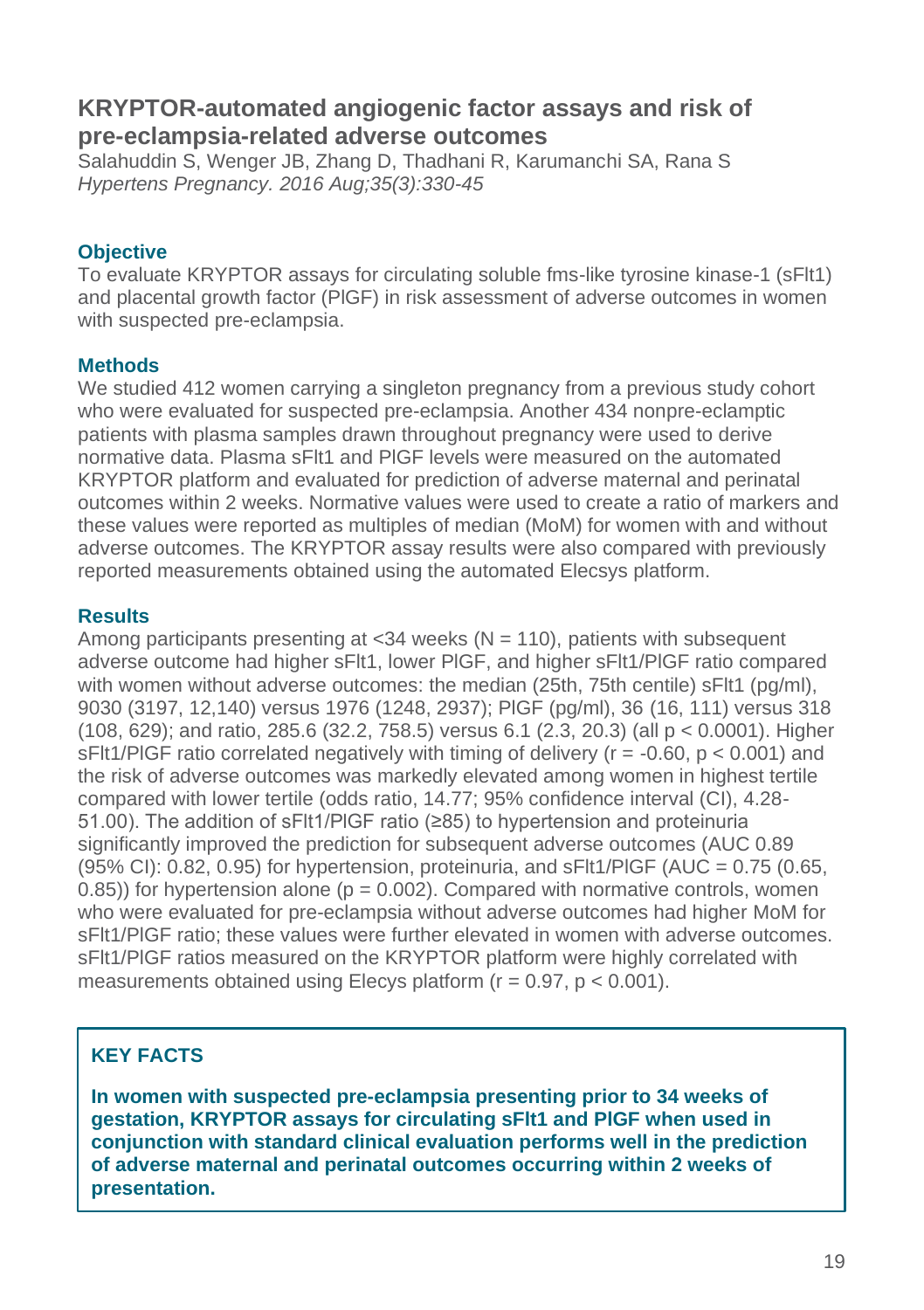## KRYPTOR-automated angiogenic factor assays and risk of pre-eclampsia-related adverse outcomes

Salahuddin S, Wenger JB, Zhang D, Thadhani R, Karumanchi SA, Rana S
*Hypertens Pregnancy. 2016 Aug;35(3):330-45*

### Objective

To evaluate KRYPTOR assays for circulating soluble fms-like tyrosine kinase-1 (sFlt1) and placental growth factor (PlGF) in risk assessment of adverse outcomes in women with suspected pre-eclampsia.

### Methods

We studied 412 women carrying a singleton pregnancy from a previous study cohort who were evaluated for suspected pre-eclampsia. Another 434 nonpre-eclamptic patients with plasma samples drawn throughout pregnancy were used to derive normative data. Plasma sFlt1 and PlGF levels were measured on the automated KRYPTOR platform and evaluated for prediction of adverse maternal and perinatal outcomes within 2 weeks. Normative values were used to create a ratio of markers and these values were reported as multiples of median (MoM) for women with and without adverse outcomes. The KRYPTOR assay results were also compared with previously reported measurements obtained using the automated Elecsys platform.

### Results

Among participants presenting at <34 weeks (N = 110), patients with subsequent adverse outcome had higher sFlt1, lower PlGF, and higher sFlt1/PlGF ratio compared with women without adverse outcomes: the median (25th, 75th centile) sFlt1 (pg/ml), 9030 (3197, 12,140) versus 1976 (1248, 2937); PlGF (pg/ml), 36 (16, 111) versus 318 (108, 629); and ratio, 285.6 (32.2, 758.5) versus 6.1 (2.3, 20.3) (all $p < 0.0001$). Higher sFlt1/PlGF ratio correlated negatively with timing of delivery ($r = -0.60$, $p < 0.001$) and the risk of adverse outcomes was markedly elevated among women in highest tertile compared with lower tertile (odds ratio, 14.77; 95% confidence interval (CI), 4.28-51.00). The addition of sFlt1/PlGF ratio (≥85) to hypertension and proteinuria significantly improved the prediction for subsequent adverse outcomes (AUC 0.89 (95% CI): 0.82, 0.95) for hypertension, proteinuria, and sFlt1/PlGF (AUC = 0.75 (0.65, 0.85)) for hypertension alone ($p = 0.002$). Compared with normative controls, women who were evaluated for pre-eclampsia without adverse outcomes had higher MoM for sFlt1/PlGF ratio; these values were further elevated in women with adverse outcomes. sFlt1/PlGF ratios measured on the KRYPTOR platform were highly correlated with measurements obtained using Elecys platform ($r = 0.97$, $p < 0.001$).

---

**KEY FACTS**

**In women with suspected pre-eclampsia presenting prior to 34 weeks of gestation, KRYPTOR assays for circulating sFlt1 and PlGF when used in conjunction with standard clinical evaluation performs well in the prediction of adverse maternal and perinatal outcomes occurring within 2 weeks of presentation.**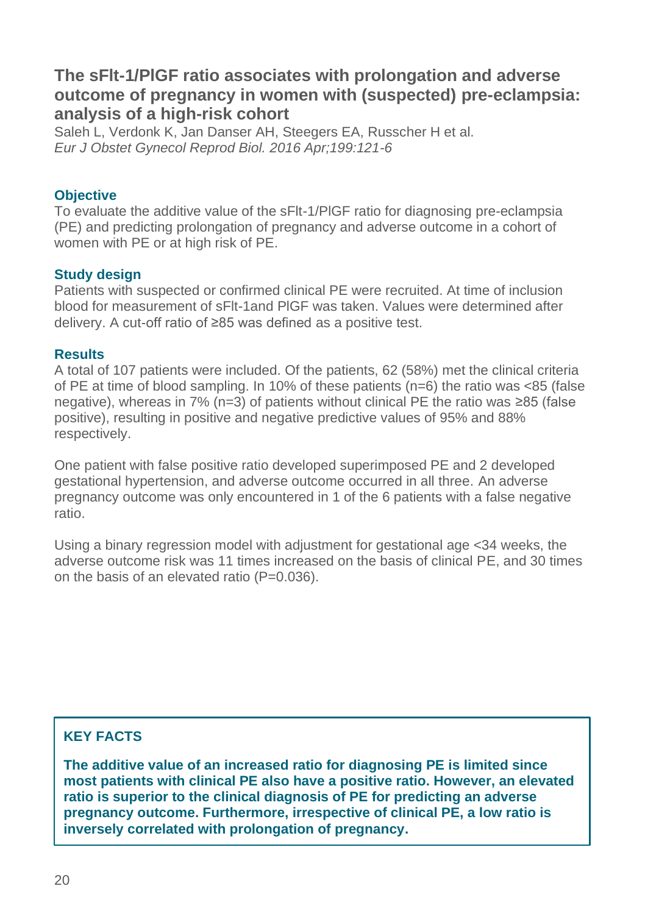## The sFlt-1/PlGF ratio associates with prolongation and adverse outcome of pregnancy in women with (suspected) pre-eclampsia: analysis of a high-risk cohort

Saleh L, Verdonk K, Jan Danser AH, Steegers EA, Russcher H et al.
*Eur J Obstet Gynecol Reprod Biol. 2016 Apr;199:121-6*

### Objective

To evaluate the additive value of the sFlt-1/PlGF ratio for diagnosing pre-eclampsia (PE) and predicting prolongation of pregnancy and adverse outcome in a cohort of women with PE or at high risk of PE.

### Study design

Patients with suspected or confirmed clinical PE were recruited. At time of inclusion blood for measurement of sFlt-1and PlGF was taken. Values were determined after delivery. A cut-off ratio of ≥85 was defined as a positive test.

### Results

A total of 107 patients were included. Of the patients, 62 (58%) met the clinical criteria of PE at time of blood sampling. In 10% of these patients (n=6) the ratio was <85 (false negative), whereas in 7% (n=3) of patients without clinical PE the ratio was ≥85 (false positive), resulting in positive and negative predictive values of 95% and 88% respectively.

One patient with false positive ratio developed superimposed PE and 2 developed gestational hypertension, and adverse outcome occurred in all three. An adverse pregnancy outcome was only encountered in 1 of the 6 patients with a false negative ratio.

Using a binary regression model with adjustment for gestational age <34 weeks, the adverse outcome risk was 11 times increased on the basis of clinical PE, and 30 times on the basis of an elevated ratio (P=0.036).

### KEY FACTS

**The additive value of an increased ratio for diagnosing PE is limited since most patients with clinical PE also have a positive ratio. However, an elevated ratio is superior to the clinical diagnosis of PE for predicting an adverse pregnancy outcome. Furthermore, irrespective of clinical PE, a low ratio is inversely correlated with prolongation of pregnancy.**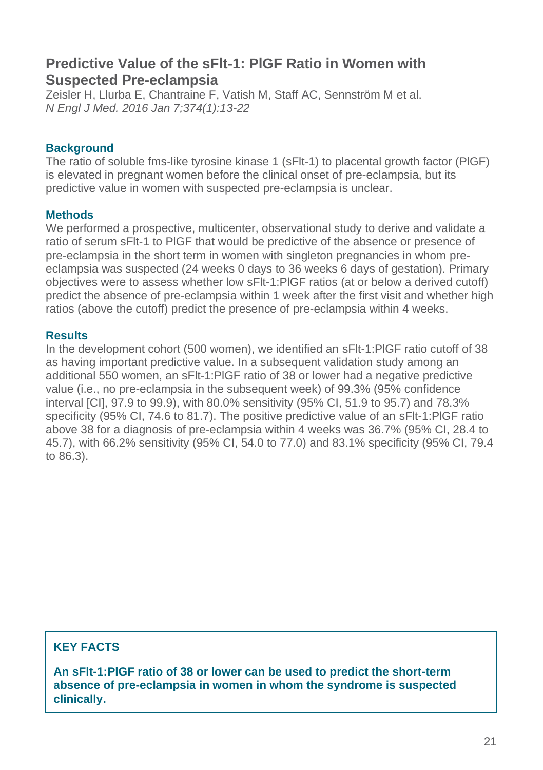## Predictive Value of the sFlt-1: PlGF Ratio in Women with Suspected Pre-eclampsia

Zeisler H, Llurba E, Chantraine F, Vatish M, Staff AC, Sennström M et al.
*N Engl J Med. 2016 Jan 7;374(1):13-22*

### Background

The ratio of soluble fms-like tyrosine kinase 1 (sFlt-1) to placental growth factor (PlGF) is elevated in pregnant women before the clinical onset of pre-eclampsia, but its predictive value in women with suspected pre-eclampsia is unclear.

### Methods

We performed a prospective, multicenter, observational study to derive and validate a ratio of serum sFlt-1 to PlGF that would be predictive of the absence or presence of pre-eclampsia in the short term in women with singleton pregnancies in whom pre-eclampsia was suspected (24 weeks 0 days to 36 weeks 6 days of gestation). Primary objectives were to assess whether low sFlt-1:PlGF ratios (at or below a derived cutoff) predict the absence of pre-eclampsia within 1 week after the first visit and whether high ratios (above the cutoff) predict the presence of pre-eclampsia within 4 weeks.

### Results

In the development cohort (500 women), we identified an sFlt-1:PlGF ratio cutoff of 38 as having important predictive value. In a subsequent validation study among an additional 550 women, an sFlt-1:PlGF ratio of 38 or lower had a negative predictive value (i.e., no pre-eclampsia in the subsequent week) of 99.3% (95% confidence interval [CI], 97.9 to 99.9), with 80.0% sensitivity (95% CI, 51.9 to 95.7) and 78.3% specificity (95% CI, 74.6 to 81.7). The positive predictive value of an sFlt-1:PlGF ratio above 38 for a diagnosis of pre-eclampsia within 4 weeks was 36.7% (95% CI, 28.4 to 45.7), with 66.2% sensitivity (95% CI, 54.0 to 77.0) and 83.1% specificity (95% CI, 79.4 to 86.3).

### KEY FACTS

**An sFlt-1:PlGF ratio of 38 or lower can be used to predict the short-term absence of pre-eclampsia in women in whom the syndrome is suspected clinically.**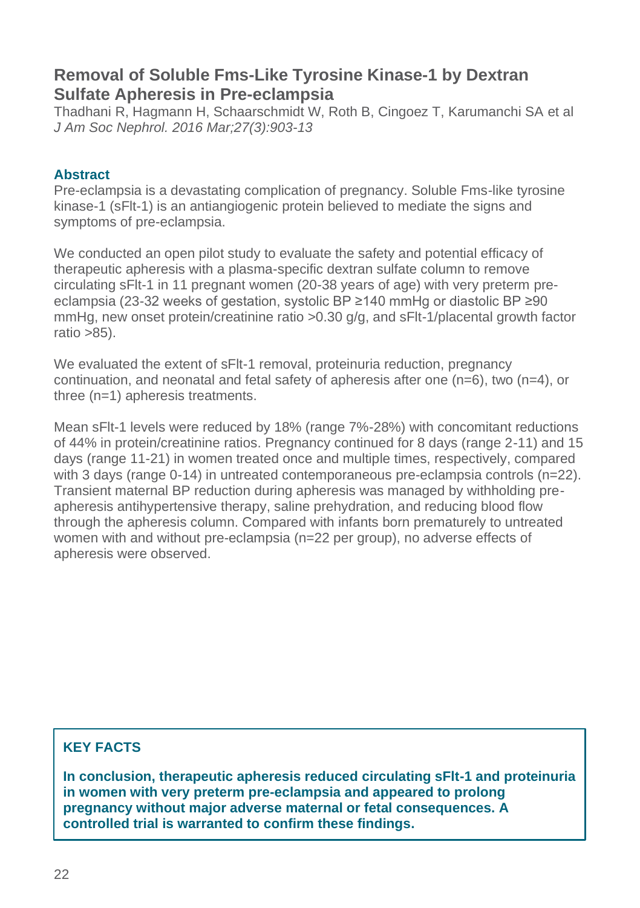## Removal of Soluble Fms-Like Tyrosine Kinase-1 by Dextran Sulfate Apheresis in Pre-eclampsia

Thadhani R, Hagmann H, Schaarschmidt W, Roth B, Cingoez T, Karumanchi SA et al
*J Am Soc Nephrol. 2016 Mar;27(3):903-13*

### Abstract

Pre-eclampsia is a devastating complication of pregnancy. Soluble Fms-like tyrosine kinase-1 (sFlt-1) is an antiangiogenic protein believed to mediate the signs and symptoms of pre-eclampsia.

We conducted an open pilot study to evaluate the safety and potential efficacy of therapeutic apheresis with a plasma-specific dextran sulfate column to remove circulating sFlt-1 in 11 pregnant women (20-38 years of age) with very preterm pre-eclampsia (23-32 weeks of gestation, systolic BP ≥140 mmHg or diastolic BP ≥90 mmHg, new onset protein/creatinine ratio >0.30 g/g, and sFlt-1/placental growth factor ratio >85).

We evaluated the extent of sFlt-1 removal, proteinuria reduction, pregnancy continuation, and neonatal and fetal safety of apheresis after one (n=6), two (n=4), or three (n=1) apheresis treatments.

Mean sFlt-1 levels were reduced by 18% (range 7%-28%) with concomitant reductions of 44% in protein/creatinine ratios. Pregnancy continued for 8 days (range 2-11) and 15 days (range 11-21) in women treated once and multiple times, respectively, compared with 3 days (range 0-14) in untreated contemporaneous pre-eclampsia controls (n=22). Transient maternal BP reduction during apheresis was managed by withholding pre-apheresis antihypertensive therapy, saline prehydration, and reducing blood flow through the apheresis column. Compared with infants born prematurely to untreated women with and without pre-eclampsia (n=22 per group), no adverse effects of apheresis were observed.

### KEY FACTS

**In conclusion, therapeutic apheresis reduced circulating sFlt-1 and proteinuria in women with very preterm pre-eclampsia and appeared to prolong pregnancy without major adverse maternal or fetal consequences. A controlled trial is warranted to confirm these findings.**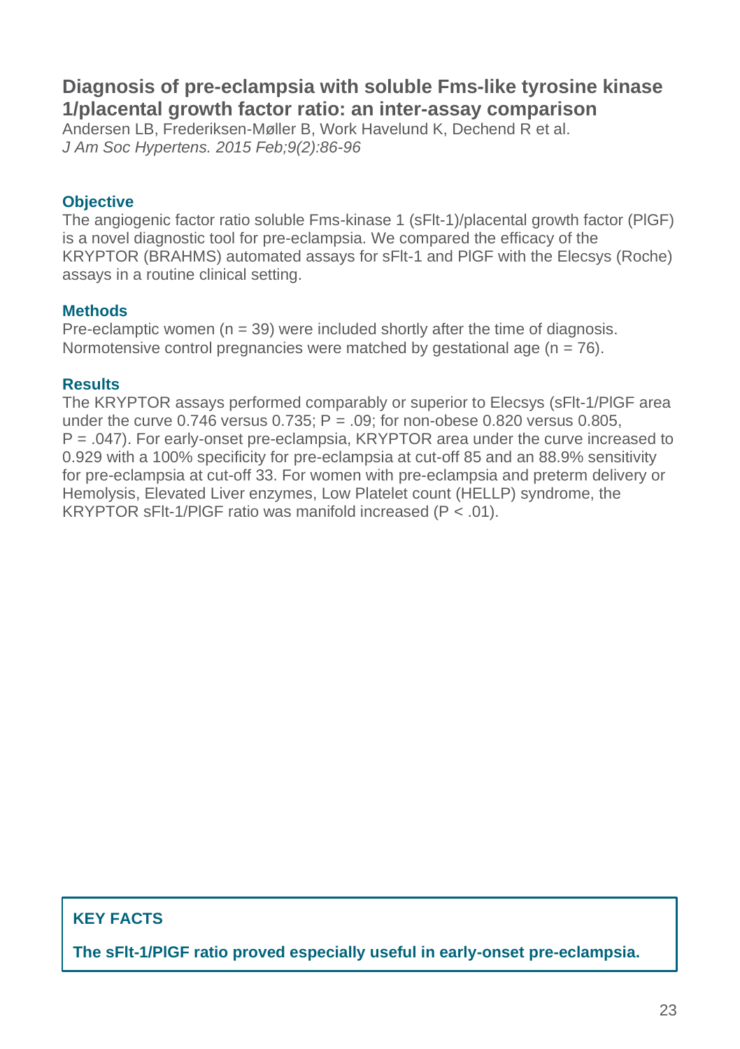## Diagnosis of pre-eclampsia with soluble Fms-like tyrosine kinase 1/placental growth factor ratio: an inter-assay comparison

Andersen LB, Frederiksen-Møller B, Work Havelund K, Dechend R et al.
*J Am Soc Hypertens. 2015 Feb;9(2):86-96*

### Objective

The angiogenic factor ratio soluble Fms-kinase 1 (sFlt-1)/placental growth factor (PlGF) is a novel diagnostic tool for pre-eclampsia. We compared the efficacy of the KRYPTOR (BRAHMS) automated assays for sFlt-1 and PlGF with the Elecsys (Roche) assays in a routine clinical setting.

### Methods

Pre-eclamptic women (n = 39) were included shortly after the time of diagnosis. Normotensive control pregnancies were matched by gestational age (n = 76).

### Results

The KRYPTOR assays performed comparably or superior to Elecsys (sFlt-1/PlGF area under the curve 0.746 versus 0.735; P = .09; for non-obese 0.820 versus 0.805, P = .047). For early-onset pre-eclampsia, KRYPTOR area under the curve increased to 0.929 with a 100% specificity for pre-eclampsia at cut-off 85 and an 88.9% sensitivity for pre-eclampsia at cut-off 33. For women with pre-eclampsia and preterm delivery or Hemolysis, Elevated Liver enzymes, Low Platelet count (HELLP) syndrome, the KRYPTOR sFlt-1/PlGF ratio was manifold increased (P < .01).

**KEY FACTS**

**The sFlt-1/PlGF ratio proved especially useful in early-onset pre-eclampsia.**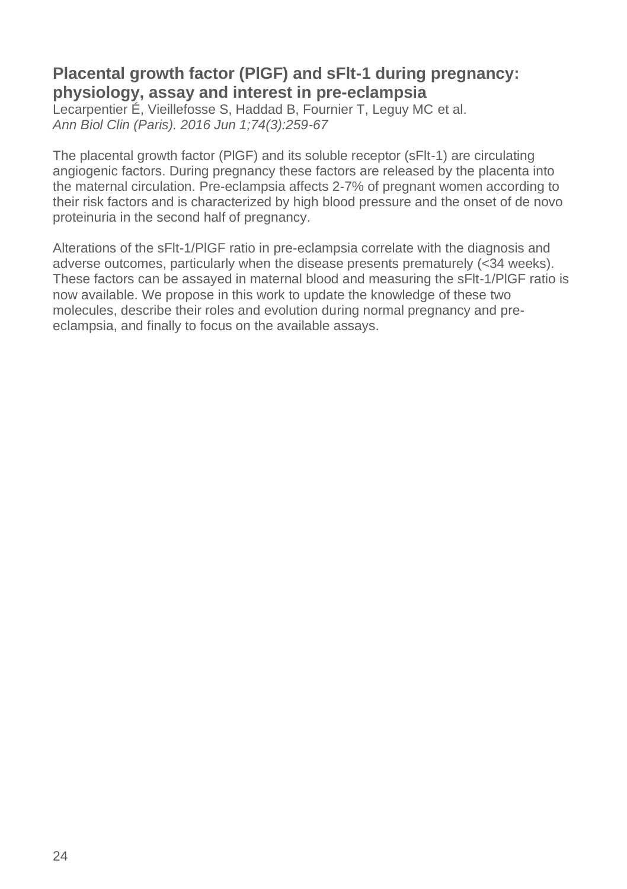## Placental growth factor (PlGF) and sFlt-1 during pregnancy: physiology, assay and interest in pre-eclampsia

Lecarpentier É, Vieillefosse S, Haddad B, Fournier T, Leguy MC et al.
*Ann Biol Clin (Paris). 2016 Jun 1;74(3):259-67*

The placental growth factor (PlGF) and its soluble receptor (sFlt-1) are circulating angiogenic factors. During pregnancy these factors are released by the placenta into the maternal circulation. Pre-eclampsia affects 2-7% of pregnant women according to their risk factors and is characterized by high blood pressure and the onset of de novo proteinuria in the second half of pregnancy.

Alterations of the sFlt-1/PlGF ratio in pre-eclampsia correlate with the diagnosis and adverse outcomes, particularly when the disease presents prematurely (<34 weeks). These factors can be assayed in maternal blood and measuring the sFlt-1/PlGF ratio is now available. We propose in this work to update the knowledge of these two molecules, describe their roles and evolution during normal pregnancy and pre-eclampsia, and finally to focus on the available assays.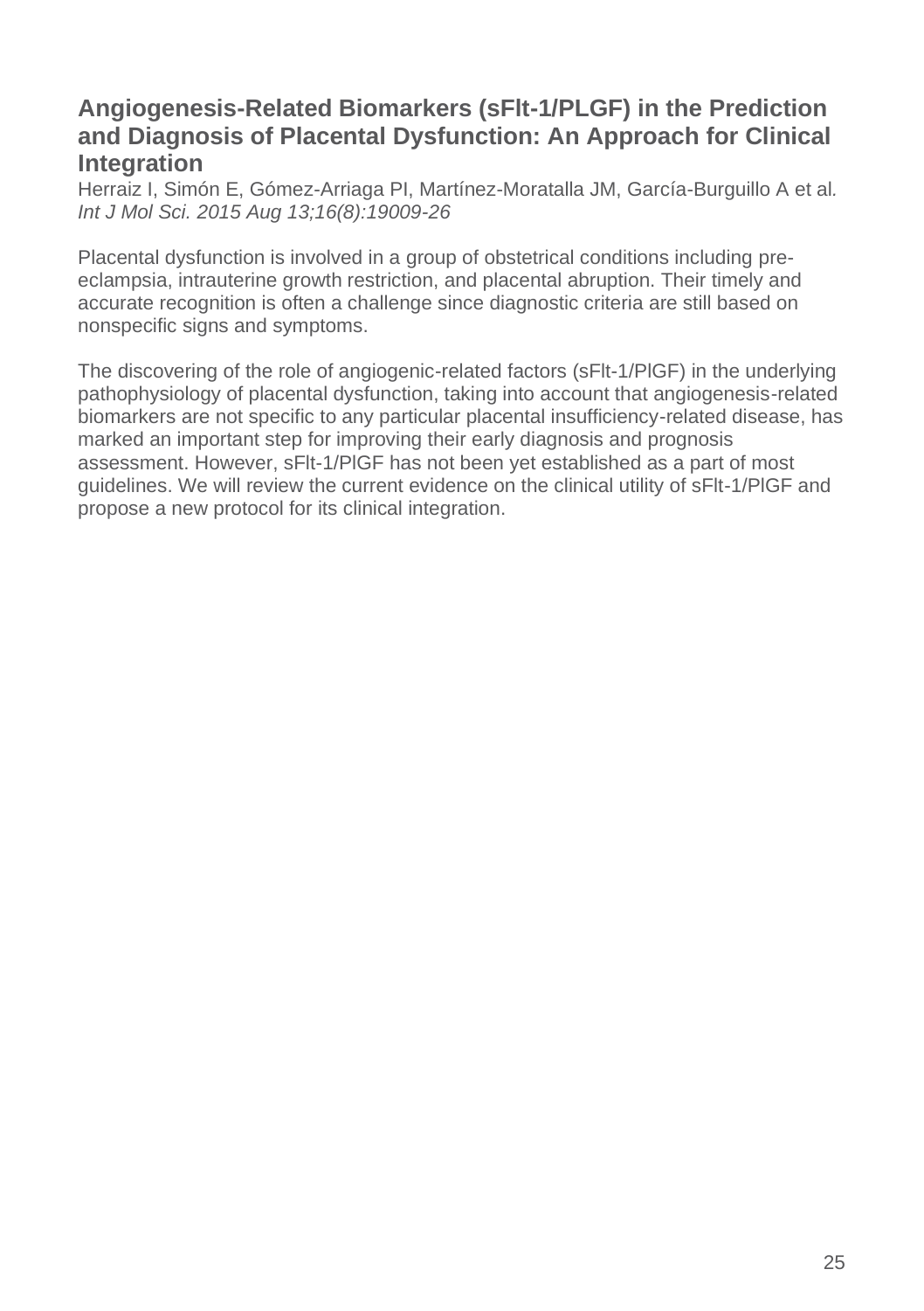## Angiogenesis-Related Biomarkers (sFlt-1/PLGF) in the Prediction and Diagnosis of Placental Dysfunction: An Approach for Clinical Integration

Herraiz I, Simón E, Gómez-Arriaga PI, Martínez-Moratalla JM, García-Burguillo A et al. *Int J Mol Sci. 2015 Aug 13;16(8):19009-26*

Placental dysfunction is involved in a group of obstetrical conditions including pre-eclampsia, intrauterine growth restriction, and placental abruption. Their timely and accurate recognition is often a challenge since diagnostic criteria are still based on nonspecific signs and symptoms.

The discovering of the role of angiogenic-related factors (sFlt-1/PlGF) in the underlying pathophysiology of placental dysfunction, taking into account that angiogenesis-related biomarkers are not specific to any particular placental insufficiency-related disease, has marked an important step for improving their early diagnosis and prognosis assessment. However, sFlt-1/PlGF has not been yet established as a part of most guidelines. We will review the current evidence on the clinical utility of sFlt-1/PlGF and propose a new protocol for its clinical integration.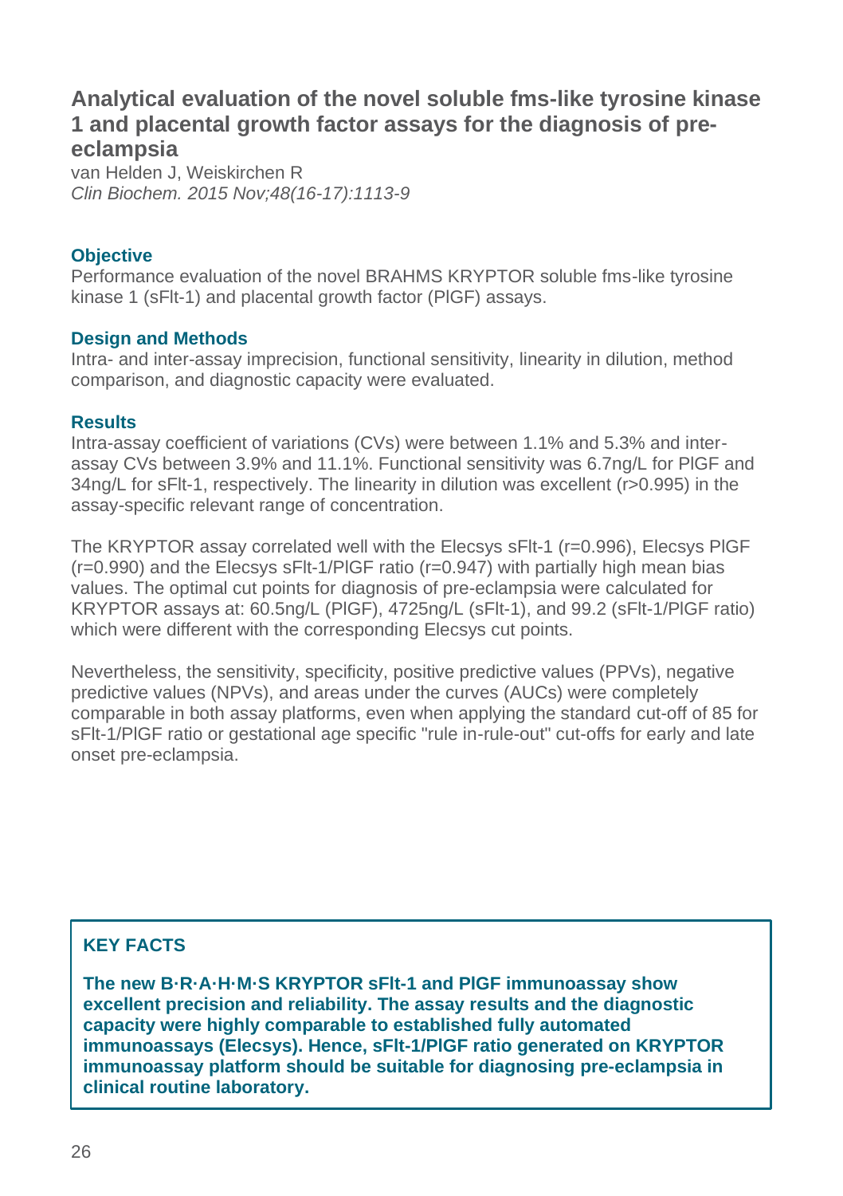## Analytical evaluation of the novel soluble fms-like tyrosine kinase 1 and placental growth factor assays for the diagnosis of pre-eclampsia

van Helden J, Weiskirchen R
*Clin Biochem. 2015 Nov;48(16-17):1113-9*

### Objective

Performance evaluation of the novel BRAHMS KRYPTOR soluble fms-like tyrosine kinase 1 (sFlt-1) and placental growth factor (PlGF) assays.

### Design and Methods

Intra- and inter-assay imprecision, functional sensitivity, linearity in dilution, method comparison, and diagnostic capacity were evaluated.

### Results

Intra-assay coefficient of variations (CVs) were between 1.1% and 5.3% and inter-assay CVs between 3.9% and 11.1%. Functional sensitivity was 6.7ng/L for PlGF and 34ng/L for sFlt-1, respectively. The linearity in dilution was excellent (r>0.995) in the assay-specific relevant range of concentration.

The KRYPTOR assay correlated well with the Elecsys sFlt-1 (r=0.996), Elecsys PlGF (r=0.990) and the Elecsys sFlt-1/PlGF ratio (r=0.947) with partially high mean bias values. The optimal cut points for diagnosis of pre-eclampsia were calculated for KRYPTOR assays at: 60.5ng/L (PlGF), 4725ng/L (sFlt-1), and 99.2 (sFlt-1/PlGF ratio) which were different with the corresponding Elecsys cut points.

Nevertheless, the sensitivity, specificity, positive predictive values (PPVs), negative predictive values (NPVs), and areas under the curves (AUCs) were completely comparable in both assay platforms, even when applying the standard cut-off of 85 for sFlt-1/PlGF ratio or gestational age specific "rule in-rule-out" cut-offs for early and late onset pre-eclampsia.

### KEY FACTS

**The new B·R·A·H·M·S KRYPTOR sFlt-1 and PlGF immunoassay show excellent precision and reliability. The assay results and the diagnostic capacity were highly comparable to established fully automated immunoassays (Elecsys). Hence, sFlt-1/PlGF ratio generated on KRYPTOR immunoassay platform should be suitable for diagnosing pre-eclampsia in clinical routine laboratory.**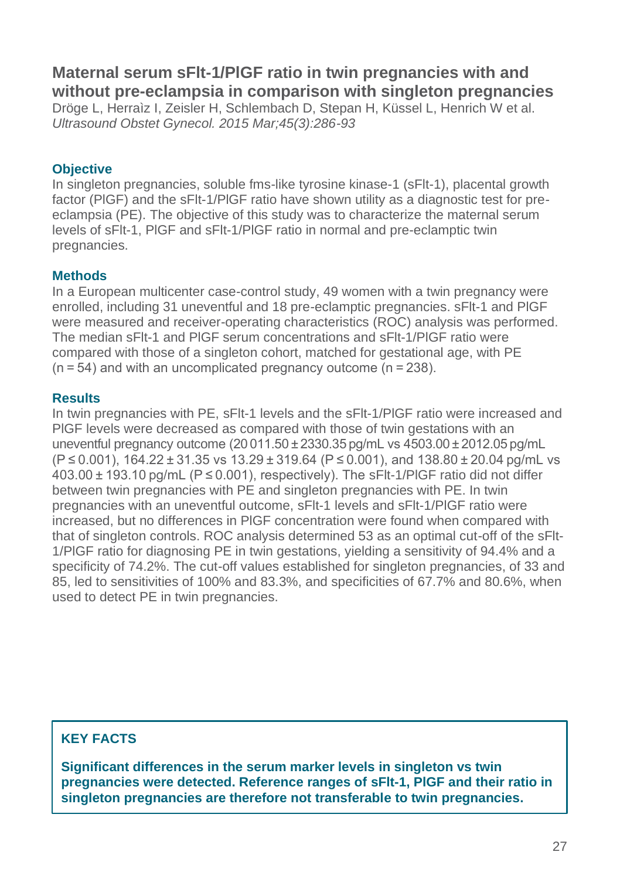## Maternal serum sFlt-1/PlGF ratio in twin pregnancies with and without pre-eclampsia in comparison with singleton pregnancies

Dröge L, Herraìz I, Zeisler H, Schlembach D, Stepan H, Küssel L, Henrich W et al.
*Ultrasound Obstet Gynecol. 2015 Mar;45(3):286-93*

### Objective

In singleton pregnancies, soluble fms-like tyrosine kinase-1 (sFlt-1), placental growth factor (PlGF) and the sFlt-1/PlGF ratio have shown utility as a diagnostic test for pre-eclampsia (PE). The objective of this study was to characterize the maternal serum levels of sFlt-1, PlGF and sFlt-1/PlGF ratio in normal and pre-eclamptic twin pregnancies.

### Methods

In a European multicenter case-control study, 49 women with a twin pregnancy were enrolled, including 31 uneventful and 18 pre-eclamptic pregnancies. sFlt-1 and PlGF were measured and receiver-operating characteristics (ROC) analysis was performed. The median sFlt-1 and PlGF serum concentrations and sFlt-1/PlGF ratio were compared with those of a singleton cohort, matched for gestational age, with PE ($n = 54$) and with an uncomplicated pregnancy outcome ($n = 238$).

### Results

In twin pregnancies with PE, sFlt-1 levels and the sFlt-1/PlGF ratio were increased and PlGF levels were decreased as compared with those of twin gestations with an uneventful pregnancy outcome (20 011.50 ± 2330.35 pg/mL vs 4503.00 ± 2012.05 pg/mL ($P \leq 0.001$), 164.22 ± 31.35 vs 13.29 ± 319.64 ($P \leq 0.001$), and 138.80 ± 20.04 pg/mL vs 403.00 ± 193.10 pg/mL ($P \leq 0.001$), respectively). The sFlt-1/PlGF ratio did not differ between twin pregnancies with PE and singleton pregnancies with PE. In twin pregnancies with an uneventful outcome, sFlt-1 levels and sFlt-1/PlGF ratio were increased, but no differences in PlGF concentration were found when compared with that of singleton controls. ROC analysis determined 53 as an optimal cut-off of the sFlt-1/PlGF ratio for diagnosing PE in twin gestations, yielding a sensitivity of 94.4% and a specificity of 74.2%. The cut-off values established for singleton pregnancies, of 33 and 85, led to sensitivities of 100% and 83.3%, and specificities of 67.7% and 80.6%, when used to detect PE in twin pregnancies.

### KEY FACTS

**Significant differences in the serum marker levels in singleton vs twin pregnancies were detected. Reference ranges of sFlt-1, PlGF and their ratio in singleton pregnancies are therefore not transferable to twin pregnancies.**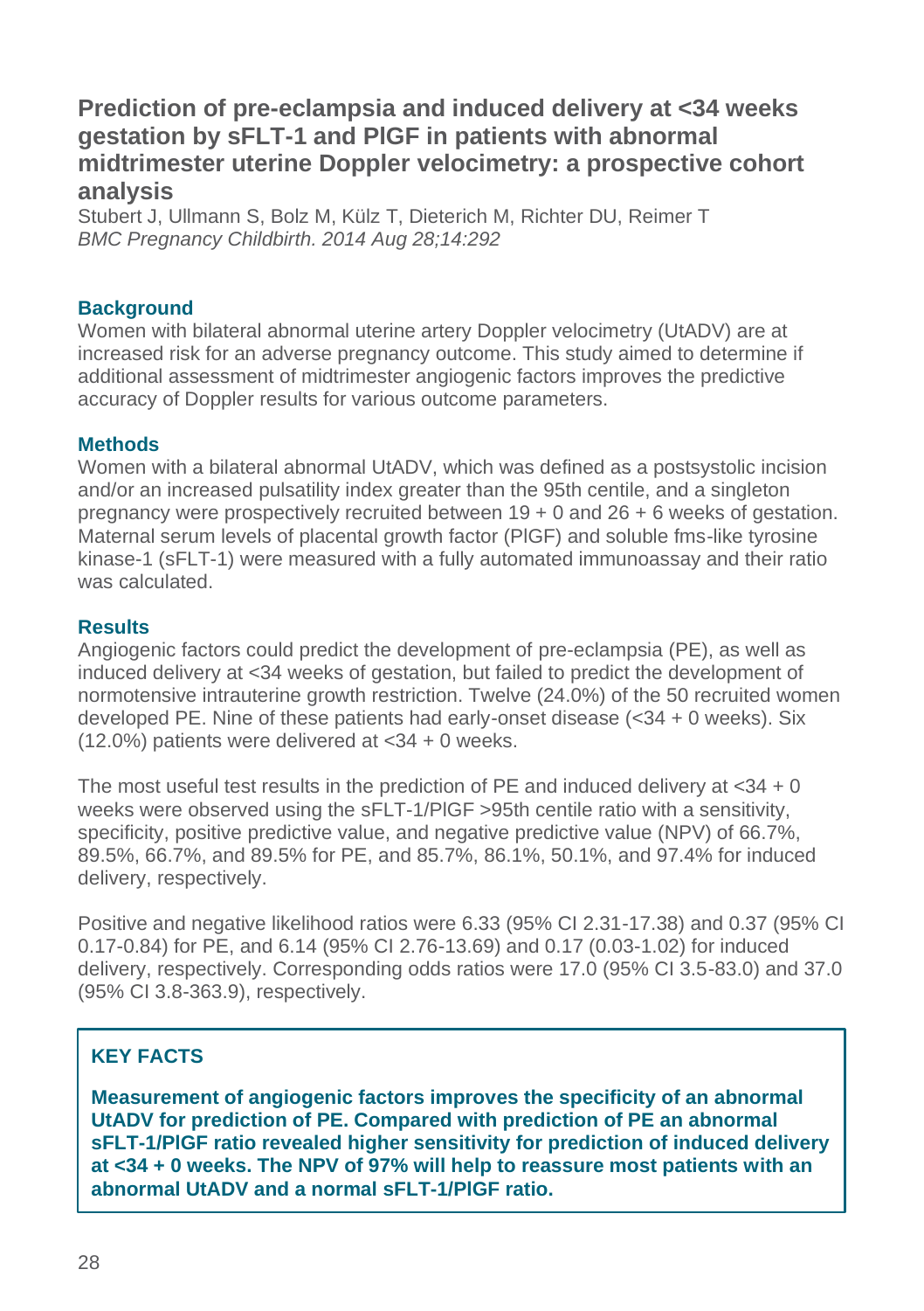## Prediction of pre-eclampsia and induced delivery at <34 weeks gestation by sFLT-1 and PlGF in patients with abnormal midtrimester uterine Doppler velocimetry: a prospective cohort analysis

Stubert J, Ullmann S, Bolz M, Külz T, Dieterich M, Richter DU, Reimer T

*BMC Pregnancy Childbirth. 2014 Aug 28;14:292*

### Background

Women with bilateral abnormal uterine artery Doppler velocimetry (UtADV) are at increased risk for an adverse pregnancy outcome. This study aimed to determine if additional assessment of midtrimester angiogenic factors improves the predictive accuracy of Doppler results for various outcome parameters.

### Methods

Women with a bilateral abnormal UtADV, which was defined as a postsystolic incision and/or an increased pulsatility index greater than the 95th centile, and a singleton pregnancy were prospectively recruited between 19 + 0 and 26 + 6 weeks of gestation. Maternal serum levels of placental growth factor (PlGF) and soluble fms-like tyrosine kinase-1 (sFLT-1) were measured with a fully automated immunoassay and their ratio was calculated.

### Results

Angiogenic factors could predict the development of pre-eclampsia (PE), as well as induced delivery at <34 weeks of gestation, but failed to predict the development of normotensive intrauterine growth restriction. Twelve (24.0%) of the 50 recruited women developed PE. Nine of these patients had early-onset disease (<34 + 0 weeks). Six (12.0%) patients were delivered at <34 + 0 weeks.

The most useful test results in the prediction of PE and induced delivery at <34 + 0 weeks were observed using the sFLT-1/PlGF >95th centile ratio with a sensitivity, specificity, positive predictive value, and negative predictive value (NPV) of 66.7%, 89.5%, 66.7%, and 89.5% for PE, and 85.7%, 86.1%, 50.1%, and 97.4% for induced delivery, respectively.

Positive and negative likelihood ratios were 6.33 (95% CI 2.31-17.38) and 0.37 (95% CI 0.17-0.84) for PE, and 6.14 (95% CI 2.76-13.69) and 0.17 (0.03-1.02) for induced delivery, respectively. Corresponding odds ratios were 17.0 (95% CI 3.5-83.0) and 37.0 (95% CI 3.8-363.9), respectively.

> **KEY FACTS**
>
> **Measurement of angiogenic factors improves the specificity of an abnormal UtADV for prediction of PE. Compared with prediction of PE an abnormal sFLT-1/PlGF ratio revealed higher sensitivity for prediction of induced delivery at <34 + 0 weeks. The NPV of 97% will help to reassure most patients with an abnormal UtADV and a normal sFLT-1/PlGF ratio.**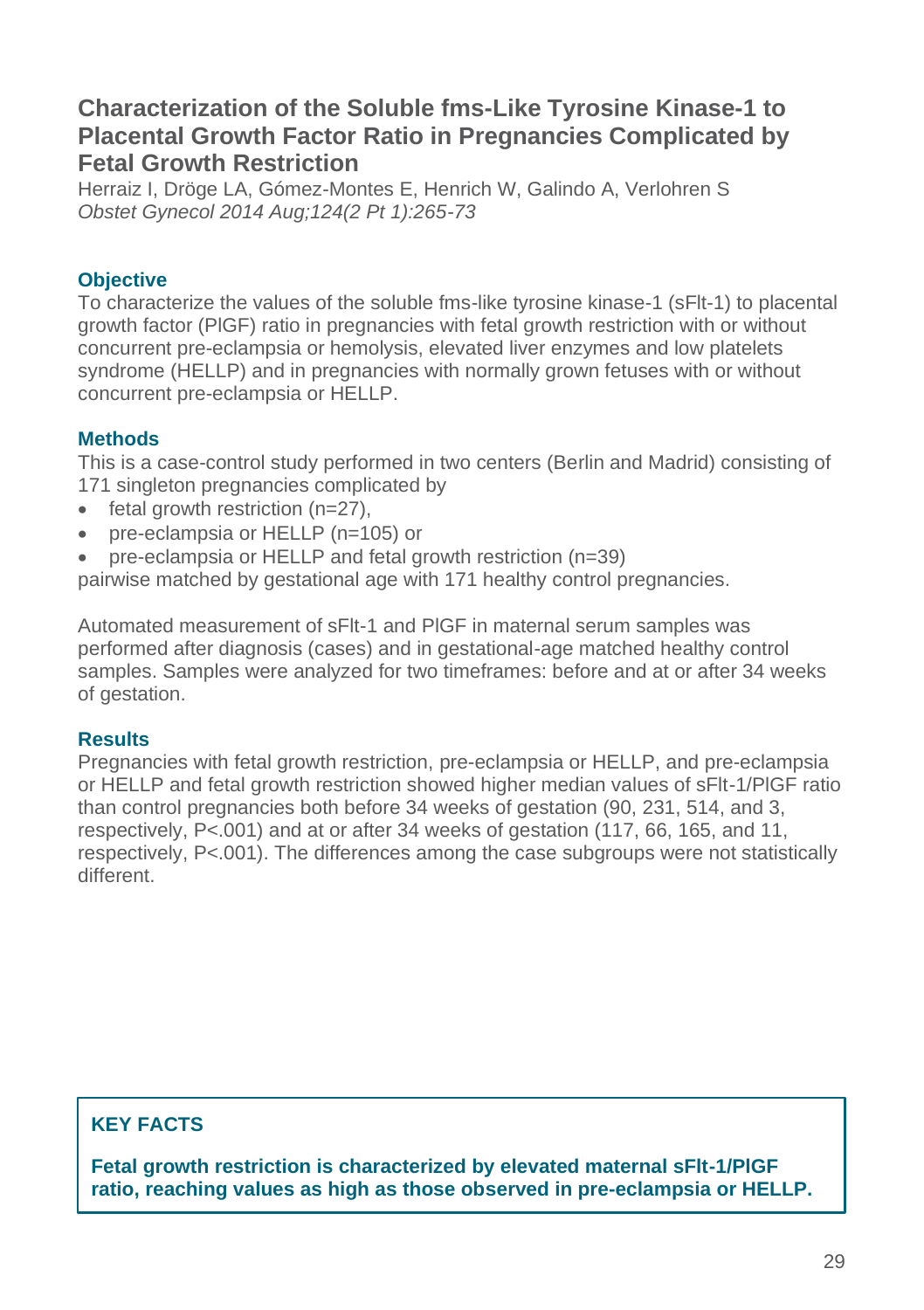## Characterization of the Soluble fms-Like Tyrosine Kinase-1 to Placental Growth Factor Ratio in Pregnancies Complicated by Fetal Growth Restriction

Herraiz I, Dröge LA, Gómez-Montes E, Henrich W, Galindo A, Verlohren S
*Obstet Gynecol 2014 Aug;124(2 Pt 1):265-73*

### Objective

To characterize the values of the soluble fms-like tyrosine kinase-1 (sFlt-1) to placental growth factor (PlGF) ratio in pregnancies with fetal growth restriction with or without concurrent pre-eclampsia or hemolysis, elevated liver enzymes and low platelets syndrome (HELLP) and in pregnancies with normally grown fetuses with or without concurrent pre-eclampsia or HELLP.

### Methods

This is a case-control study performed in two centers (Berlin and Madrid) consisting of 171 singleton pregnancies complicated by

- fetal growth restriction (n=27),
- pre-eclampsia or HELLP (n=105) or
- pre-eclampsia or HELLP and fetal growth restriction (n=39)

pairwise matched by gestational age with 171 healthy control pregnancies.

Automated measurement of sFlt-1 and PlGF in maternal serum samples was performed after diagnosis (cases) and in gestational-age matched healthy control samples. Samples were analyzed for two timeframes: before and at or after 34 weeks of gestation.

### Results

Pregnancies with fetal growth restriction, pre-eclampsia or HELLP, and pre-eclampsia or HELLP and fetal growth restriction showed higher median values of sFlt-1/PlGF ratio than control pregnancies both before 34 weeks of gestation (90, 231, 514, and 3, respectively, P<.001) and at or after 34 weeks of gestation (117, 66, 165, and 11, respectively, P<.001). The differences among the case subgroups were not statistically different.

### KEY FACTS

**Fetal growth restriction is characterized by elevated maternal sFlt-1/PlGF ratio, reaching values as high as those observed in pre-eclampsia or HELLP.**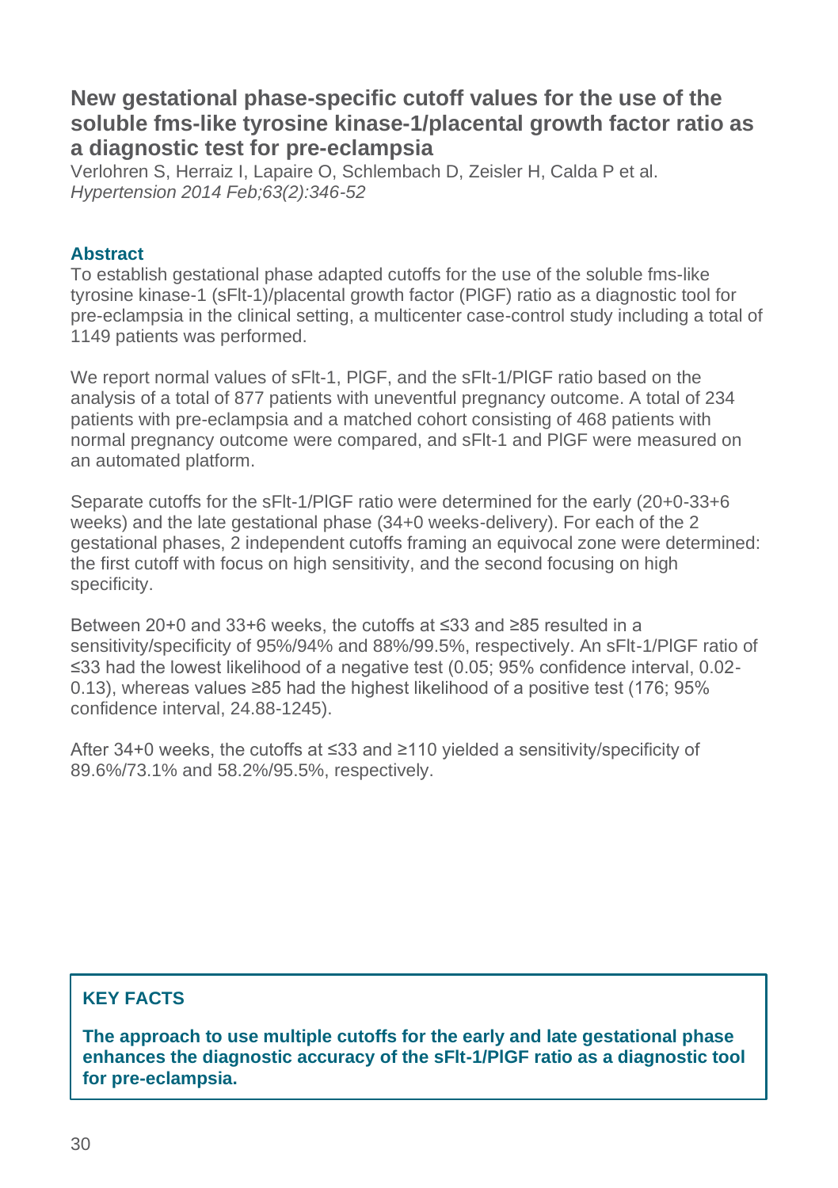## New gestational phase-specific cutoff values for the use of the soluble fms-like tyrosine kinase-1/placental growth factor ratio as a diagnostic test for pre-eclampsia

Verlohren S, Herraiz I, Lapaire O, Schlembach D, Zeisler H, Calda P et al.
*Hypertension 2014 Feb;63(2):346-52*

### Abstract

To establish gestational phase adapted cutoffs for the use of the soluble fms-like tyrosine kinase-1 (sFlt-1)/placental growth factor (PlGF) ratio as a diagnostic tool for pre-eclampsia in the clinical setting, a multicenter case-control study including a total of 1149 patients was performed.

We report normal values of sFlt-1, PlGF, and the sFlt-1/PlGF ratio based on the analysis of a total of 877 patients with uneventful pregnancy outcome. A total of 234 patients with pre-eclampsia and a matched cohort consisting of 468 patients with normal pregnancy outcome were compared, and sFlt-1 and PlGF were measured on an automated platform.

Separate cutoffs for the sFlt-1/PlGF ratio were determined for the early (20+0-33+6 weeks) and the late gestational phase (34+0 weeks-delivery). For each of the 2 gestational phases, 2 independent cutoffs framing an equivocal zone were determined: the first cutoff with focus on high sensitivity, and the second focusing on high specificity.

Between 20+0 and 33+6 weeks, the cutoffs at ≤33 and ≥85 resulted in a sensitivity/specificity of 95%/94% and 88%/99.5%, respectively. An sFlt-1/PlGF ratio of ≤33 had the lowest likelihood of a negative test (0.05; 95% confidence interval, 0.02-0.13), whereas values ≥85 had the highest likelihood of a positive test (176; 95% confidence interval, 24.88-1245).

After 34+0 weeks, the cutoffs at ≤33 and ≥110 yielded a sensitivity/specificity of 89.6%/73.1% and 58.2%/95.5%, respectively.

**KEY FACTS**

**The approach to use multiple cutoffs for the early and late gestational phase enhances the diagnostic accuracy of the sFlt-1/PlGF ratio as a diagnostic tool for pre-eclampsia.**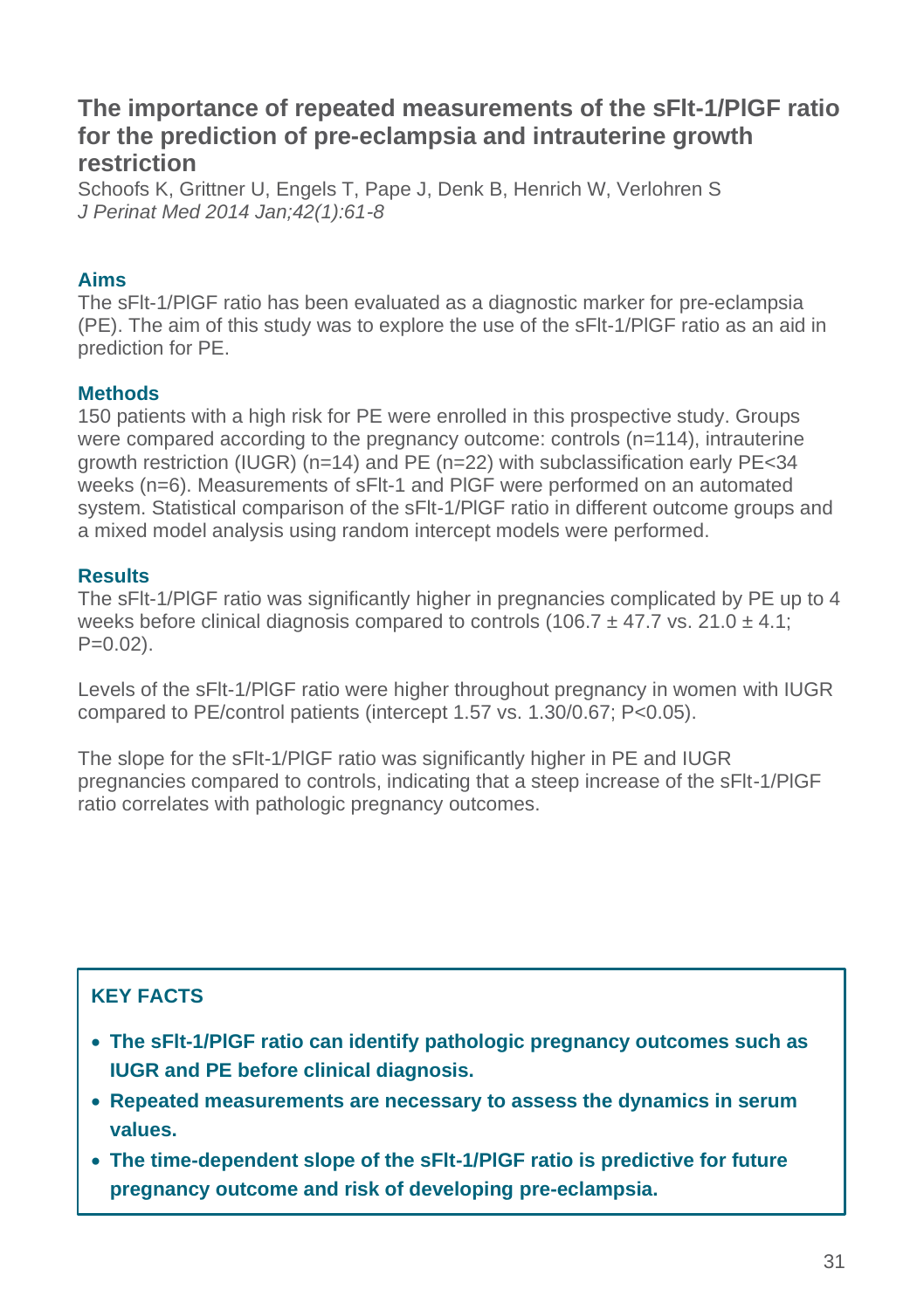## The importance of repeated measurements of the sFlt-1/PlGF ratio for the prediction of pre-eclampsia and intrauterine growth restriction

Schoofs K, Grittner U, Engels T, Pape J, Denk B, Henrich W, Verlohren S
*J Perinat Med 2014 Jan;42(1):61-8*

### Aims

The sFlt-1/PlGF ratio has been evaluated as a diagnostic marker for pre-eclampsia (PE). The aim of this study was to explore the use of the sFlt-1/PlGF ratio as an aid in prediction for PE.

### Methods

150 patients with a high risk for PE were enrolled in this prospective study. Groups were compared according to the pregnancy outcome: controls (n=114), intrauterine growth restriction (IUGR) (n=14) and PE (n=22) with subclassification early PE<34 weeks (n=6). Measurements of sFlt-1 and PlGF were performed on an automated system. Statistical comparison of the sFlt-1/PlGF ratio in different outcome groups and a mixed model analysis using random intercept models were performed.

### Results

The sFlt-1/PlGF ratio was significantly higher in pregnancies complicated by PE up to 4 weeks before clinical diagnosis compared to controls ($106.7 \pm 47.7$ vs. $21.0 \pm 4.1$; $P=0.02$).

Levels of the sFlt-1/PlGF ratio were higher throughout pregnancy in women with IUGR compared to PE/control patients (intercept 1.57 vs. 1.30/0.67; $P<0.05$).

The slope for the sFlt-1/PlGF ratio was significantly higher in PE and IUGR pregnancies compared to controls, indicating that a steep increase of the sFlt-1/PlGF ratio correlates with pathologic pregnancy outcomes.

### KEY FACTS

- **The sFlt-1/PlGF ratio can identify pathologic pregnancy outcomes such as IUGR and PE before clinical diagnosis.**
- **Repeated measurements are necessary to assess the dynamics in serum values.**
- **The time-dependent slope of the sFlt-1/PlGF ratio is predictive for future pregnancy outcome and risk of developing pre-eclampsia.**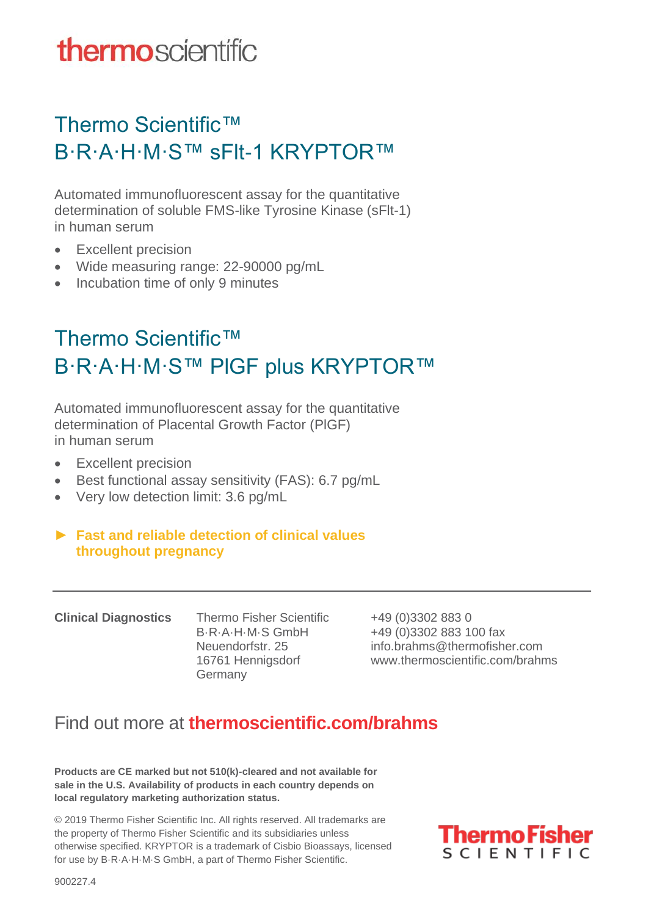thermoscientific

## Thermo Scientific™ B·R·A·H·M·S™ sFlt-1 KRYPTOR™

Automated immunofluorescent assay for the quantitative determination of soluble FMS-like Tyrosine Kinase (sFlt-1) in human serum

- Excellent precision
- Wide measuring range: 22-90000 pg/mL
- Incubation time of only 9 minutes

## Thermo Scientific™ B·R·A·H·M·S™ PlGF plus KRYPTOR™

Automated immunofluorescent assay for the quantitative determination of Placental Growth Factor (PlGF) in human serum

- Excellent precision
- Best functional assay sensitivity (FAS): 6.7 pg/mL
- Very low detection limit: 3.6 pg/mL

► **Fast and reliable detection of clinical values throughout pregnancy**

---

**Clinical Diagnostics**

Thermo Fisher Scientific
B·R·A·H·M·S GmbH
Neuendorfstr. 25
16761 Hennigsdorf
Germany

+49 (0)3302 883 0
+49 (0)3302 883 100 fax
info.brahms@thermofisher.com
www.thermoscientific.com/brahms

Find out more at **thermoscientific.com/brahms**

**Products are CE marked but not 510(k)-cleared and not available for sale in the U.S. Availability of products in each country depends on local regulatory marketing authorization status.**

© 2019 Thermo Fisher Scientific Inc. All rights reserved. All trademarks are the property of Thermo Fisher Scientific and its subsidiaries unless otherwise specified. KRYPTOR is a trademark of Cisbio Bioassays, licensed for use by B·R·A·H·M·S GmbH, a part of Thermo Fisher Scientific.

ThermoFisher SCIENTIFIC

900227.4